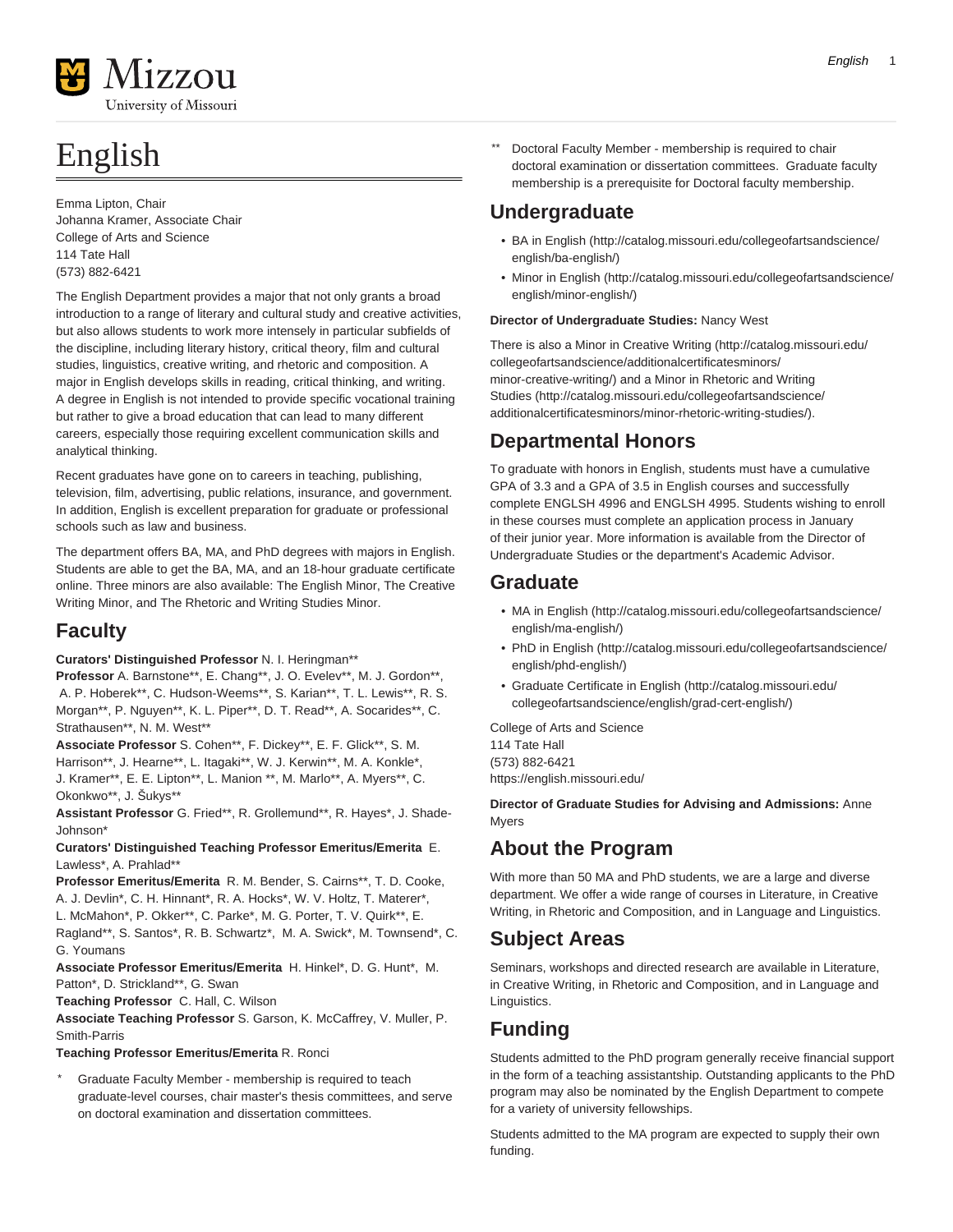# English

Emma Lipton, Chair
Johanna Kramer, Associate Chair
College of Arts and Science
114 Tate Hall
(573) 882-6421

The English Department provides a major that not only grants a broad introduction to a range of literary and cultural study and creative activities, but also allows students to work more intensely in particular subfields of the discipline, including literary history, critical theory, film and cultural studies, linguistics, creative writing, and rhetoric and composition. A major in English develops skills in reading, critical thinking, and writing. A degree in English is not intended to provide specific vocational training but rather to give a broad education that can lead to many different careers, especially those requiring excellent communication skills and analytical thinking.

Recent graduates have gone on to careers in teaching, publishing, television, film, advertising, public relations, insurance, and government. In addition, English is excellent preparation for graduate or professional schools such as law and business.

The department offers BA, MA, and PhD degrees with majors in English. Students are able to get the BA, MA, and an 18-hour graduate certificate online. Three minors are also available: The English Minor, The Creative Writing Minor, and The Rhetoric and Writing Studies Minor.

## Faculty

**Curators' Distinguished Professor** N. I. Heringman**
**Professor** A. Barnstone**, E. Chang**, J. O. Evelev**, M. J. Gordon**, A. P. Hoberek**, C. Hudson-Weems**, S. Karian**, T. L. Lewis**, R. S. Morgan**, P. Nguyen**, K. L. Piper**, D. T. Read**, A. Socarides**, C. Strathausen**, N. M. West**
**Associate Professor** S. Cohen**, F. Dickey**, E. F. Glick**, S. M. Harrison**, J. Hearne**, L. Itagaki**, W. J. Kerwin**, M. A. Konkle*, J. Kramer**, E. E. Lipton**, L. Manion **, M. Marlo**, A. Myers**, C. Okonkwo**, J. Šukys**
**Assistant Professor** G. Fried**, R. Grollemund**, R. Hayes*, J. Shade-Johnson*
**Curators' Distinguished Teaching Professor Emeritus/Emerita** E. Lawless*, A. Prahlad**
**Professor Emeritus/Emerita** R. M. Bender, S. Cairns**, T. D. Cooke, A. J. Devlin*, C. H. Hinnant*, R. A. Hocks*, W. V. Holtz, T. Materer*, L. McMahon*, P. Okker**, C. Parke*, M. G. Porter, T. V. Quirk**, E. Ragland**, S. Santos*, R. B. Schwartz*, M. A. Swick*, M. Townsend*, C. G. Youmans
**Associate Professor Emeritus/Emerita** H. Hinkel*, D. G. Hunt*, M. Patton*, D. Strickland**, G. Swan
**Teaching Professor** C. Hall, C. Wilson
**Associate Teaching Professor** S. Garson, K. McCaffrey, V. Muller, P. Smith-Parris
**Teaching Professor Emeritus/Emerita** R. Ronci

\* Graduate Faculty Member - membership is required to teach graduate-level courses, chair master's thesis committees, and serve on doctoral examination and dissertation committees.

\** Doctoral Faculty Member - membership is required to chair doctoral examination or dissertation committees. Graduate faculty membership is a prerequisite for Doctoral faculty membership.

## Undergraduate

- BA in English (http://catalog.missouri.edu/collegeofartsandscience/english/ba-english/)
- Minor in English (http://catalog.missouri.edu/collegeofartsandscience/english/minor-english/)

**Director of Undergraduate Studies:** Nancy West

There is also a Minor in Creative Writing (http://catalog.missouri.edu/collegeofartsandscience/additionalcertificatesminors/minor-creative-writing/) and a Minor in Rhetoric and Writing Studies (http://catalog.missouri.edu/collegeofartsandscience/additionalcertificatesminors/minor-rhetoric-writing-studies/).

## Departmental Honors

To graduate with honors in English, students must have a cumulative GPA of 3.3 and a GPA of 3.5 in English courses and successfully complete ENGLSH 4996 and ENGLSH 4995. Students wishing to enroll in these courses must complete an application process in January of their junior year. More information is available from the Director of Undergraduate Studies or the department's Academic Advisor.

## Graduate

- MA in English (http://catalog.missouri.edu/collegeofartsandscience/english/ma-english/)
- PhD in English (http://catalog.missouri.edu/collegeofartsandscience/english/phd-english/)
- Graduate Certificate in English (http://catalog.missouri.edu/collegeofartsandscience/english/grad-cert-english/)

College of Arts and Science
114 Tate Hall
(573) 882-6421
https://english.missouri.edu/

**Director of Graduate Studies for Advising and Admissions:** Anne Myers

## About the Program

With more than 50 MA and PhD students, we are a large and diverse department. We offer a wide range of courses in Literature, in Creative Writing, in Rhetoric and Composition, and in Language and Linguistics.

## Subject Areas

Seminars, workshops and directed research are available in Literature, in Creative Writing, in Rhetoric and Composition, and in Language and Linguistics.

## Funding

Students admitted to the PhD program generally receive financial support in the form of a teaching assistantship. Outstanding applicants to the PhD program may also be nominated by the English Department to compete for a variety of university fellowships.

Students admitted to the MA program are expected to supply their own funding.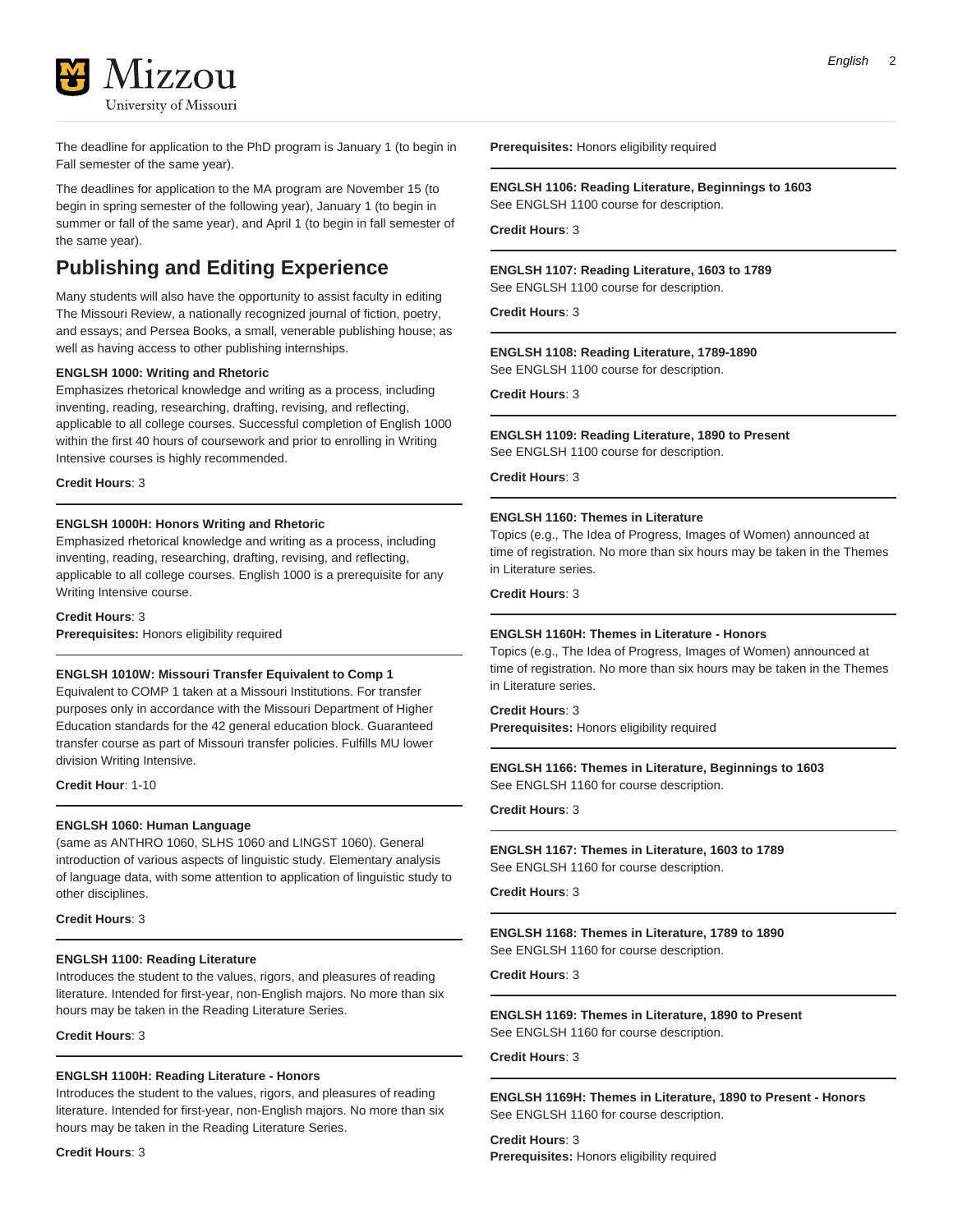The deadline for application to the PhD program is January 1 (to begin in Fall semester of the same year).

The deadlines for application to the MA program are November 15 (to begin in spring semester of the following year), January 1 (to begin in summer or fall of the same year), and April 1 (to begin in fall semester of the same year).

## Publishing and Editing Experience

Many students will also have the opportunity to assist faculty in editing The Missouri Review, a nationally recognized journal of fiction, poetry, and essays; and Persea Books, a small, venerable publishing house; as well as having access to other publishing internships.

**ENGLSH 1000: Writing and Rhetoric**
Emphasizes rhetorical knowledge and writing as a process, including inventing, reading, researching, drafting, revising, and reflecting, applicable to all college courses. Successful completion of English 1000 within the first 40 hours of coursework and prior to enrolling in Writing Intensive courses is highly recommended.

**Credit Hours**: 3

---

**ENGLSH 1000H: Honors Writing and Rhetoric**
Emphasized rhetorical knowledge and writing as a process, including inventing, reading, researching, drafting, revising, and reflecting, applicable to all college courses. English 1000 is a prerequisite for any Writing Intensive course.

**Credit Hours**: 3
**Prerequisites:** Honors eligibility required

---

**ENGLSH 1010W: Missouri Transfer Equivalent to Comp 1**
Equivalent to COMP 1 taken at a Missouri Institutions. For transfer purposes only in accordance with the Missouri Department of Higher Education standards for the 42 general education block. Guaranteed transfer course as part of Missouri transfer policies. Fulfills MU lower division Writing Intensive.

**Credit Hour**: 1-10

---

**ENGLSH 1060: Human Language**
(same as ANTHRO 1060, SLHS 1060 and LINGST 1060). General introduction of various aspects of linguistic study. Elementary analysis of language data, with some attention to application of linguistic study to other disciplines.

**Credit Hours**: 3

---

**ENGLSH 1100: Reading Literature**
Introduces the student to the values, rigors, and pleasures of reading literature. Intended for first-year, non-English majors. No more than six hours may be taken in the Reading Literature Series.

**Credit Hours**: 3

---

**ENGLSH 1100H: Reading Literature - Honors**
Introduces the student to the values, rigors, and pleasures of reading literature. Intended for first-year, non-English majors. No more than six hours may be taken in the Reading Literature Series.

**Credit Hours**: 3
**Prerequisites:** Honors eligibility required

---

**ENGLSH 1106: Reading Literature, Beginnings to 1603**
See ENGLSH 1100 course for description.

**Credit Hours**: 3

---

**ENGLSH 1107: Reading Literature, 1603 to 1789**
See ENGLSH 1100 course for description.

**Credit Hours**: 3

---

**ENGLSH 1108: Reading Literature, 1789-1890**
See ENGLSH 1100 course for description.

**Credit Hours**: 3

---

**ENGLSH 1109: Reading Literature, 1890 to Present**
See ENGLSH 1100 course for description.

**Credit Hours**: 3

---

**ENGLSH 1160: Themes in Literature**
Topics (e.g., The Idea of Progress, Images of Women) announced at time of registration. No more than six hours may be taken in the Themes in Literature series.

**Credit Hours**: 3

---

**ENGLSH 1160H: Themes in Literature - Honors**
Topics (e.g., The Idea of Progress, Images of Women) announced at time of registration. No more than six hours may be taken in the Themes in Literature series.

**Credit Hours**: 3
**Prerequisites:** Honors eligibility required

---

**ENGLSH 1166: Themes in Literature, Beginnings to 1603**
See ENGLSH 1160 for course description.

**Credit Hours**: 3

---

**ENGLSH 1167: Themes in Literature, 1603 to 1789**
See ENGLSH 1160 for course description.

**Credit Hours**: 3

---

**ENGLSH 1168: Themes in Literature, 1789 to 1890**
See ENGLSH 1160 for course description.

**Credit Hours**: 3

---

**ENGLSH 1169: Themes in Literature, 1890 to Present**
See ENGLSH 1160 for course description.

**Credit Hours**: 3

---

**ENGLSH 1169H: Themes in Literature, 1890 to Present - Honors**
See ENGLSH 1160 for course description.

**Credit Hours**: 3
**Prerequisites:** Honors eligibility required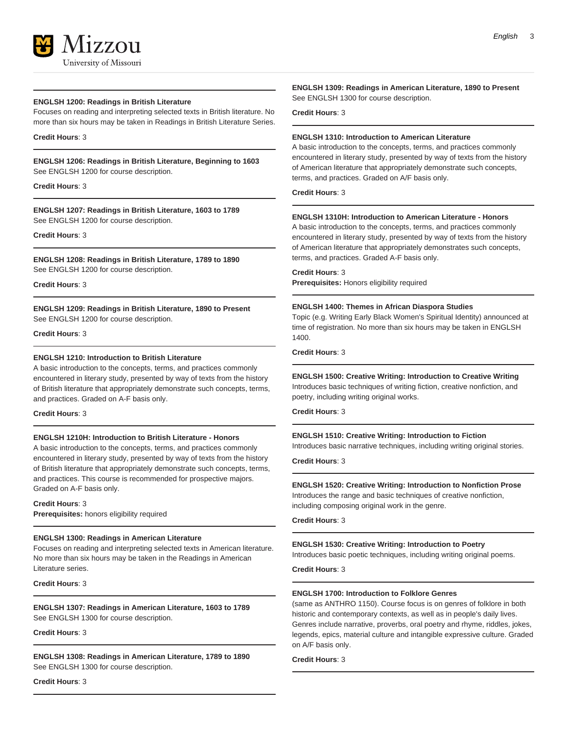**ENGLSH 1200: Readings in British Literature**
Focuses on reading and interpreting selected texts in British literature. No more than six hours may be taken in Readings in British Literature Series.

**Credit Hours**: 3

**ENGLSH 1206: Readings in British Literature, Beginning to 1603**
See ENGLSH 1200 for course description.

**Credit Hours**: 3

**ENGLSH 1207: Readings in British Literature, 1603 to 1789**
See ENGLSH 1200 for course description.

**Credit Hours**: 3

**ENGLSH 1208: Readings in British Literature, 1789 to 1890**
See ENGLSH 1200 for course description.

**Credit Hours**: 3

**ENGLSH 1209: Readings in British Literature, 1890 to Present**
See ENGLSH 1200 for course description.

**Credit Hours**: 3

**ENGLSH 1210: Introduction to British Literature**
A basic introduction to the concepts, terms, and practices commonly encountered in literary study, presented by way of texts from the history of British literature that appropriately demonstrate such concepts, terms, and practices. Graded on A-F basis only.

**Credit Hours**: 3

**ENGLSH 1210H: Introduction to British Literature - Honors**
A basic introduction to the concepts, terms, and practices commonly encountered in literary study, presented by way of texts from the history of British literature that appropriately demonstrate such concepts, terms, and practices. This course is recommended for prospective majors. Graded on A-F basis only.

**Credit Hours**: 3
**Prerequisites:** honors eligibility required

**ENGLSH 1300: Readings in American Literature**
Focuses on reading and interpreting selected texts in American literature. No more than six hours may be taken in the Readings in American Literature series.

**Credit Hours**: 3

**ENGLSH 1307: Readings in American Literature, 1603 to 1789**
See ENGLSH 1300 for course description.

**Credit Hours**: 3

**ENGLSH 1308: Readings in American Literature, 1789 to 1890**
See ENGLSH 1300 for course description.

**Credit Hours**: 3

**ENGLSH 1309: Readings in American Literature, 1890 to Present**
See ENGLSH 1300 for course description.

**Credit Hours**: 3

**ENGLSH 1310: Introduction to American Literature**
A basic introduction to the concepts, terms, and practices commonly encountered in literary study, presented by way of texts from the history of American literature that appropriately demonstrate such concepts, terms, and practices. Graded on A/F basis only.

**Credit Hours**: 3

**ENGLSH 1310H: Introduction to American Literature - Honors**
A basic introduction to the concepts, terms, and practices commonly encountered in literary study, presented by way of texts from the history of American literature that appropriately demonstrates such concepts, terms, and practices. Graded A-F basis only.

**Credit Hours**: 3
**Prerequisites:** Honors eligibility required

**ENGLSH 1400: Themes in African Diaspora Studies**
Topic (e.g. Writing Early Black Women's Spiritual Identity) announced at time of registration. No more than six hours may be taken in ENGLSH 1400.

**Credit Hours**: 3

**ENGLSH 1500: Creative Writing: Introduction to Creative Writing**
Introduces basic techniques of writing fiction, creative nonfiction, and poetry, including writing original works.

**Credit Hours**: 3

**ENGLSH 1510: Creative Writing: Introduction to Fiction**
Introduces basic narrative techniques, including writing original stories.

**Credit Hours**: 3

**ENGLSH 1520: Creative Writing: Introduction to Nonfiction Prose**
Introduces the range and basic techniques of creative nonfiction, including composing original work in the genre.

**Credit Hours**: 3

**ENGLSH 1530: Creative Writing: Introduction to Poetry**
Introduces basic poetic techniques, including writing original poems.

**Credit Hours**: 3

**ENGLSH 1700: Introduction to Folklore Genres**
(same as ANTHRO 1150). Course focus is on genres of folklore in both historic and contemporary contexts, as well as in people's daily lives. Genres include narrative, proverbs, oral poetry and rhyme, riddles, jokes, legends, epics, material culture and intangible expressive culture. Graded on A/F basis only.

**Credit Hours**: 3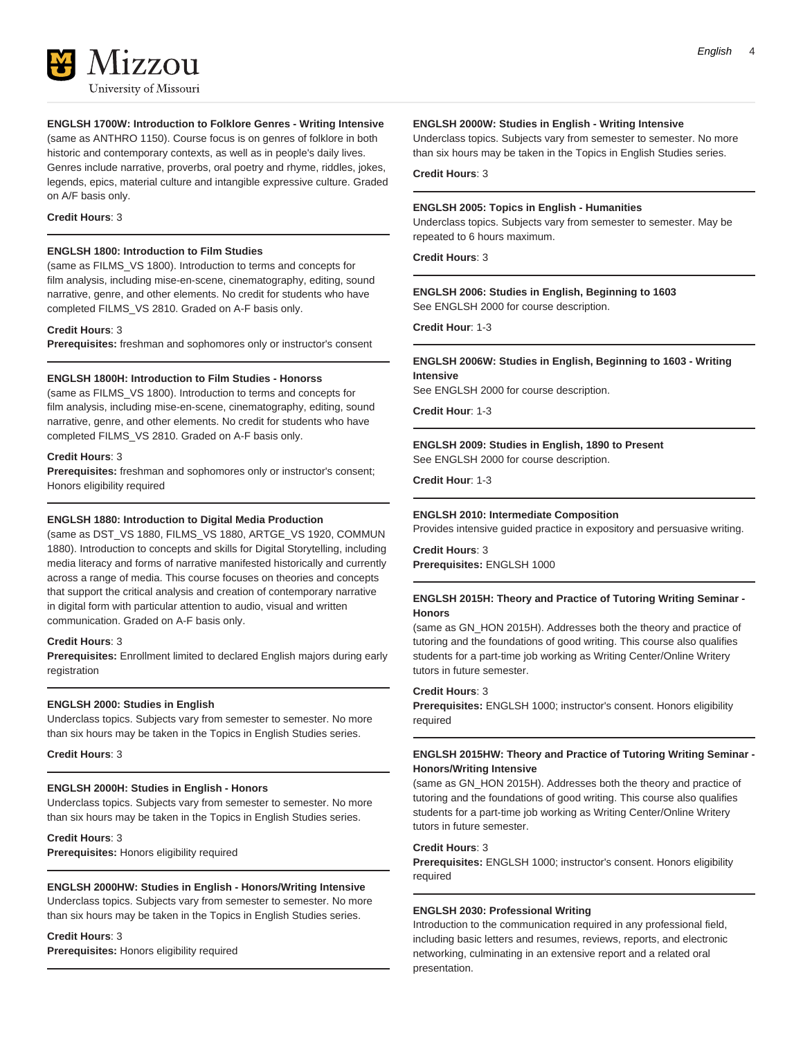### ENGLSH 1700W: Introduction to Folklore Genres - Writing Intensive

(same as ANTHRO 1150). Course focus is on genres of folklore in both historic and contemporary contexts, as well as in people's daily lives. Genres include narrative, proverbs, oral poetry and rhyme, riddles, jokes, legends, epics, material culture and intangible expressive culture. Graded on A/F basis only.

**Credit Hours**: 3

### ENGLSH 1800: Introduction to Film Studies

(same as FILMS_VS 1800). Introduction to terms and concepts for film analysis, including mise-en-scene, cinematography, editing, sound narrative, genre, and other elements. No credit for students who have completed FILMS_VS 2810. Graded on A-F basis only.

**Credit Hours**: 3
**Prerequisites:** freshman and sophomores only or instructor's consent

### ENGLSH 1800H: Introduction to Film Studies - Honorss

(same as FILMS_VS 1800). Introduction to terms and concepts for film analysis, including mise-en-scene, cinematography, editing, sound narrative, genre, and other elements. No credit for students who have completed FILMS_VS 2810. Graded on A-F basis only.

**Credit Hours**: 3
**Prerequisites:** freshman and sophomores only or instructor's consent; Honors eligibility required

### ENGLSH 1880: Introduction to Digital Media Production

(same as DST_VS 1880, FILMS_VS 1880, ARTGE_VS 1920, COMMUN 1880). Introduction to concepts and skills for Digital Storytelling, including media literacy and forms of narrative manifested historically and currently across a range of media. This course focuses on theories and concepts that support the critical analysis and creation of contemporary narrative in digital form with particular attention to audio, visual and written communication. Graded on A-F basis only.

**Credit Hours**: 3
**Prerequisites:** Enrollment limited to declared English majors during early registration

### ENGLSH 2000: Studies in English

Underclass topics. Subjects vary from semester to semester. No more than six hours may be taken in the Topics in English Studies series.

**Credit Hours**: 3

### ENGLSH 2000H: Studies in English - Honors

Underclass topics. Subjects vary from semester to semester. No more than six hours may be taken in the Topics in English Studies series.

**Credit Hours**: 3
**Prerequisites:** Honors eligibility required

### ENGLSH 2000HW: Studies in English - Honors/Writing Intensive

Underclass topics. Subjects vary from semester to semester. No more than six hours may be taken in the Topics in English Studies series.

**Credit Hours**: 3
**Prerequisites:** Honors eligibility required

### ENGLSH 2000W: Studies in English - Writing Intensive

Underclass topics. Subjects vary from semester to semester. No more than six hours may be taken in the Topics in English Studies series.

**Credit Hours**: 3

### ENGLSH 2005: Topics in English - Humanities

Underclass topics. Subjects vary from semester to semester. May be repeated to 6 hours maximum.

**Credit Hours**: 3

### ENGLSH 2006: Studies in English, Beginning to 1603

See ENGLSH 2000 for course description.

**Credit Hour**: 1-3

### ENGLSH 2006W: Studies in English, Beginning to 1603 - Writing Intensive

See ENGLSH 2000 for course description.

**Credit Hour**: 1-3

### ENGLSH 2009: Studies in English, 1890 to Present

See ENGLSH 2000 for course description.

**Credit Hour**: 1-3

### ENGLSH 2010: Intermediate Composition

Provides intensive guided practice in expository and persuasive writing.

**Credit Hours**: 3
**Prerequisites:** ENGLSH 1000

### ENGLSH 2015H: Theory and Practice of Tutoring Writing Seminar - Honors

(same as GN_HON 2015H). Addresses both the theory and practice of tutoring and the foundations of good writing. This course also qualifies students for a part-time job working as Writing Center/Online Writery tutors in future semester.

**Credit Hours**: 3
**Prerequisites:** ENGLSH 1000; instructor's consent. Honors eligibility required

### ENGLSH 2015HW: Theory and Practice of Tutoring Writing Seminar - Honors/Writing Intensive

(same as GN_HON 2015H). Addresses both the theory and practice of tutoring and the foundations of good writing. This course also qualifies students for a part-time job working as Writing Center/Online Writery tutors in future semester.

**Credit Hours**: 3
**Prerequisites:** ENGLSH 1000; instructor's consent. Honors eligibility required

### ENGLSH 2030: Professional Writing

Introduction to the communication required in any professional field, including basic letters and resumes, reviews, reports, and electronic networking, culminating in an extensive report and a related oral presentation.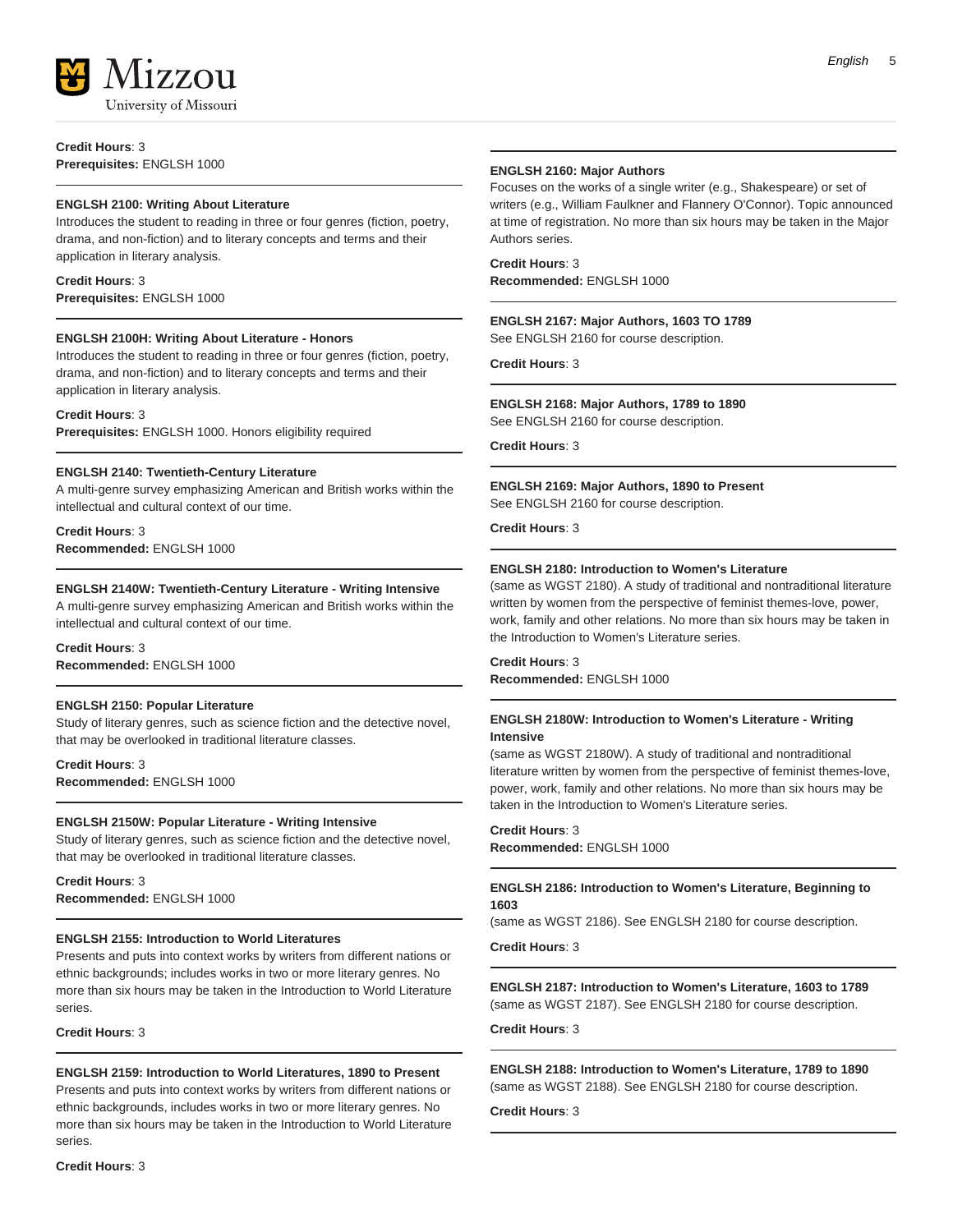**Credit Hours**: 3
**Prerequisites:** ENGLSH 1000

**ENGLSH 2100: Writing About Literature**
Introduces the student to reading in three or four genres (fiction, poetry, drama, and non-fiction) and to literary concepts and terms and their application in literary analysis.

**Credit Hours**: 3
**Prerequisites:** ENGLSH 1000

**ENGLSH 2100H: Writing About Literature - Honors**
Introduces the student to reading in three or four genres (fiction, poetry, drama, and non-fiction) and to literary concepts and terms and their application in literary analysis.

**Credit Hours**: 3
**Prerequisites:** ENGLSH 1000. Honors eligibility required

**ENGLSH 2140: Twentieth-Century Literature**
A multi-genre survey emphasizing American and British works within the intellectual and cultural context of our time.

**Credit Hours**: 3
**Recommended:** ENGLSH 1000

**ENGLSH 2140W: Twentieth-Century Literature - Writing Intensive**
A multi-genre survey emphasizing American and British works within the intellectual and cultural context of our time.

**Credit Hours**: 3
**Recommended:** ENGLSH 1000

**ENGLSH 2150: Popular Literature**
Study of literary genres, such as science fiction and the detective novel, that may be overlooked in traditional literature classes.

**Credit Hours**: 3
**Recommended:** ENGLSH 1000

**ENGLSH 2150W: Popular Literature - Writing Intensive**
Study of literary genres, such as science fiction and the detective novel, that may be overlooked in traditional literature classes.

**Credit Hours**: 3
**Recommended:** ENGLSH 1000

**ENGLSH 2155: Introduction to World Literatures**
Presents and puts into context works by writers from different nations or ethnic backgrounds; includes works in two or more literary genres. No more than six hours may be taken in the Introduction to World Literature series.

**Credit Hours**: 3

**ENGLSH 2159: Introduction to World Literatures, 1890 to Present**
Presents and puts into context works by writers from different nations or ethnic backgrounds, includes works in two or more literary genres. No more than six hours may be taken in the Introduction to World Literature series.

**Credit Hours**: 3

**ENGLSH 2160: Major Authors**
Focuses on the works of a single writer (e.g., Shakespeare) or set of writers (e.g., William Faulkner and Flannery O'Connor). Topic announced at time of registration. No more than six hours may be taken in the Major Authors series.

**Credit Hours**: 3
**Recommended:** ENGLSH 1000

**ENGLSH 2167: Major Authors, 1603 TO 1789**
See ENGLSH 2160 for course description.

**Credit Hours**: 3

**ENGLSH 2168: Major Authors, 1789 to 1890**
See ENGLSH 2160 for course description.

**Credit Hours**: 3

**ENGLSH 2169: Major Authors, 1890 to Present**
See ENGLSH 2160 for course description.

**Credit Hours**: 3

**ENGLSH 2180: Introduction to Women's Literature**
(same as WGST 2180). A study of traditional and nontraditional literature written by women from the perspective of feminist themes-love, power, work, family and other relations. No more than six hours may be taken in the Introduction to Women's Literature series.

**Credit Hours**: 3
**Recommended:** ENGLSH 1000

**ENGLSH 2180W: Introduction to Women's Literature - Writing Intensive**
(same as WGST 2180W). A study of traditional and nontraditional literature written by women from the perspective of feminist themes-love, power, work, family and other relations. No more than six hours may be taken in the Introduction to Women's Literature series.

**Credit Hours**: 3
**Recommended:** ENGLSH 1000

**ENGLSH 2186: Introduction to Women's Literature, Beginning to 1603**
(same as WGST 2186). See ENGLSH 2180 for course description.

**Credit Hours**: 3

**ENGLSH 2187: Introduction to Women's Literature, 1603 to 1789**
(same as WGST 2187). See ENGLSH 2180 for course description.

**Credit Hours**: 3

**ENGLSH 2188: Introduction to Women's Literature, 1789 to 1890**
(same as WGST 2188). See ENGLSH 2180 for course description.

**Credit Hours**: 3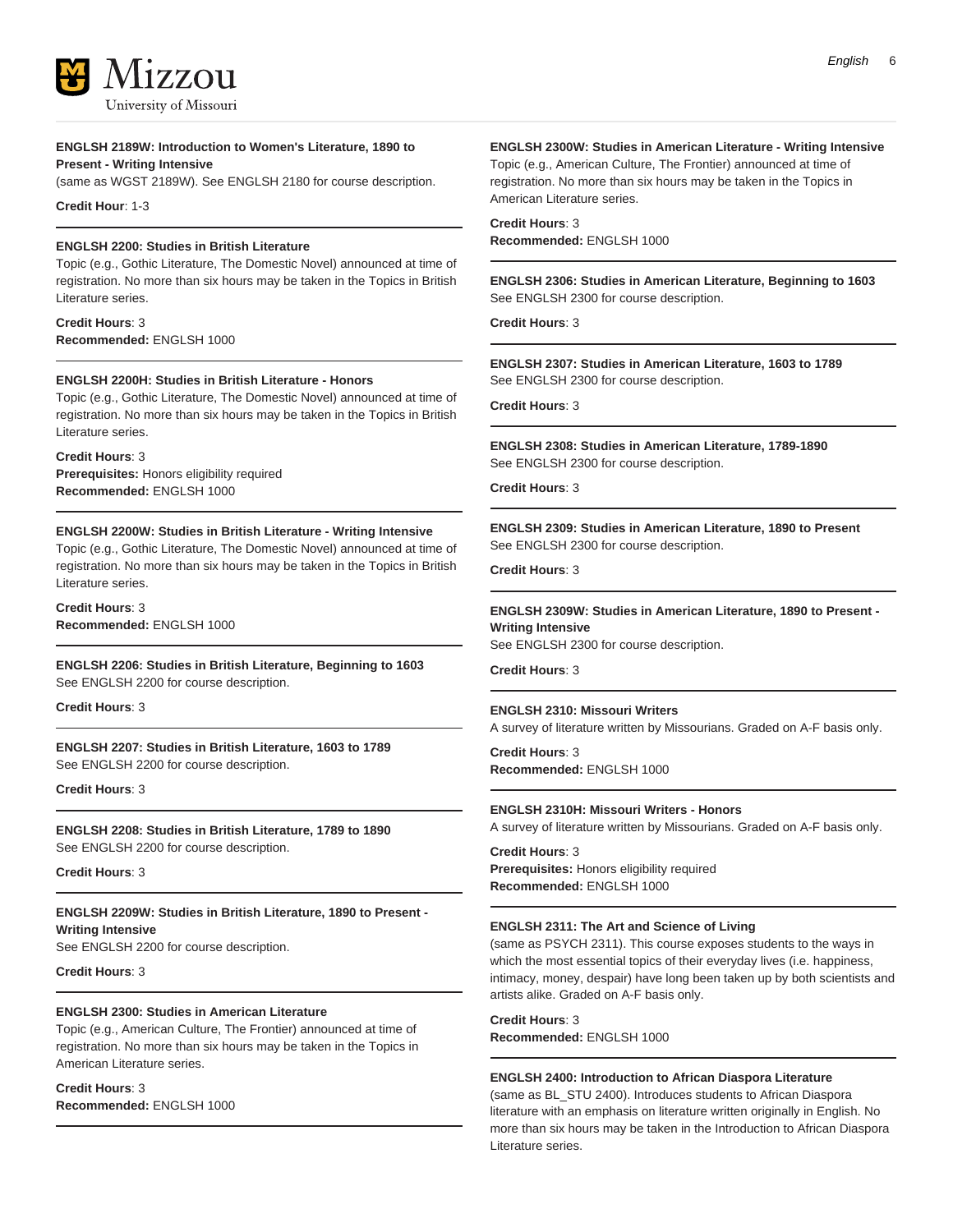**ENGLSH 2189W: Introduction to Women's Literature, 1890 to Present - Writing Intensive**

(same as WGST 2189W). See ENGLSH 2180 for course description.

**Credit Hour**: 1-3

---

**ENGLSH 2200: Studies in British Literature**

Topic (e.g., Gothic Literature, The Domestic Novel) announced at time of registration. No more than six hours may be taken in the Topics in British Literature series.

**Credit Hours**: 3
**Recommended:** ENGLSH 1000

---

**ENGLSH 2200H: Studies in British Literature - Honors**

Topic (e.g., Gothic Literature, The Domestic Novel) announced at time of registration. No more than six hours may be taken in the Topics in British Literature series.

**Credit Hours**: 3
**Prerequisites:** Honors eligibility required
**Recommended:** ENGLSH 1000

---

**ENGLSH 2200W: Studies in British Literature - Writing Intensive**

Topic (e.g., Gothic Literature, The Domestic Novel) announced at time of registration. No more than six hours may be taken in the Topics in British Literature series.

**Credit Hours**: 3
**Recommended:** ENGLSH 1000

---

**ENGLSH 2206: Studies in British Literature, Beginning to 1603**

See ENGLSH 2200 for course description.

**Credit Hours**: 3

---

**ENGLSH 2207: Studies in British Literature, 1603 to 1789**

See ENGLSH 2200 for course description.

**Credit Hours**: 3

---

**ENGLSH 2208: Studies in British Literature, 1789 to 1890**

See ENGLSH 2200 for course description.

**Credit Hours**: 3

---

**ENGLSH 2209W: Studies in British Literature, 1890 to Present - Writing Intensive**

See ENGLSH 2200 for course description.

**Credit Hours**: 3

---

**ENGLSH 2300: Studies in American Literature**

Topic (e.g., American Culture, The Frontier) announced at time of registration. No more than six hours may be taken in the Topics in American Literature series.

**Credit Hours**: 3
**Recommended:** ENGLSH 1000

---

**ENGLSH 2300W: Studies in American Literature - Writing Intensive**

Topic (e.g., American Culture, The Frontier) announced at time of registration. No more than six hours may be taken in the Topics in American Literature series.

**Credit Hours**: 3
**Recommended:** ENGLSH 1000

---

**ENGLSH 2306: Studies in American Literature, Beginning to 1603**

See ENGLSH 2300 for course description.

**Credit Hours**: 3

---

**ENGLSH 2307: Studies in American Literature, 1603 to 1789**

See ENGLSH 2300 for course description.

**Credit Hours**: 3

---

**ENGLSH 2308: Studies in American Literature, 1789-1890**

See ENGLSH 2300 for course description.

**Credit Hours**: 3

---

**ENGLSH 2309: Studies in American Literature, 1890 to Present**

See ENGLSH 2300 for course description.

**Credit Hours**: 3

---

**ENGLSH 2309W: Studies in American Literature, 1890 to Present - Writing Intensive**

See ENGLSH 2300 for course description.

**Credit Hours**: 3

---

**ENGLSH 2310: Missouri Writers**

A survey of literature written by Missourians. Graded on A-F basis only.

**Credit Hours**: 3
**Recommended:** ENGLSH 1000

---

**ENGLSH 2310H: Missouri Writers - Honors**

A survey of literature written by Missourians. Graded on A-F basis only.

**Credit Hours**: 3
**Prerequisites:** Honors eligibility required
**Recommended:** ENGLSH 1000

---

**ENGLSH 2311: The Art and Science of Living**

(same as PSYCH 2311). This course exposes students to the ways in which the most essential topics of their everyday lives (i.e. happiness, intimacy, money, despair) have long been taken up by both scientists and artists alike. Graded on A-F basis only.

**Credit Hours**: 3
**Recommended:** ENGLSH 1000

---

**ENGLSH 2400: Introduction to African Diaspora Literature**

(same as BL_STU 2400). Introduces students to African Diaspora literature with an emphasis on literature written originally in English. No more than six hours may be taken in the Introduction to African Diaspora Literature series.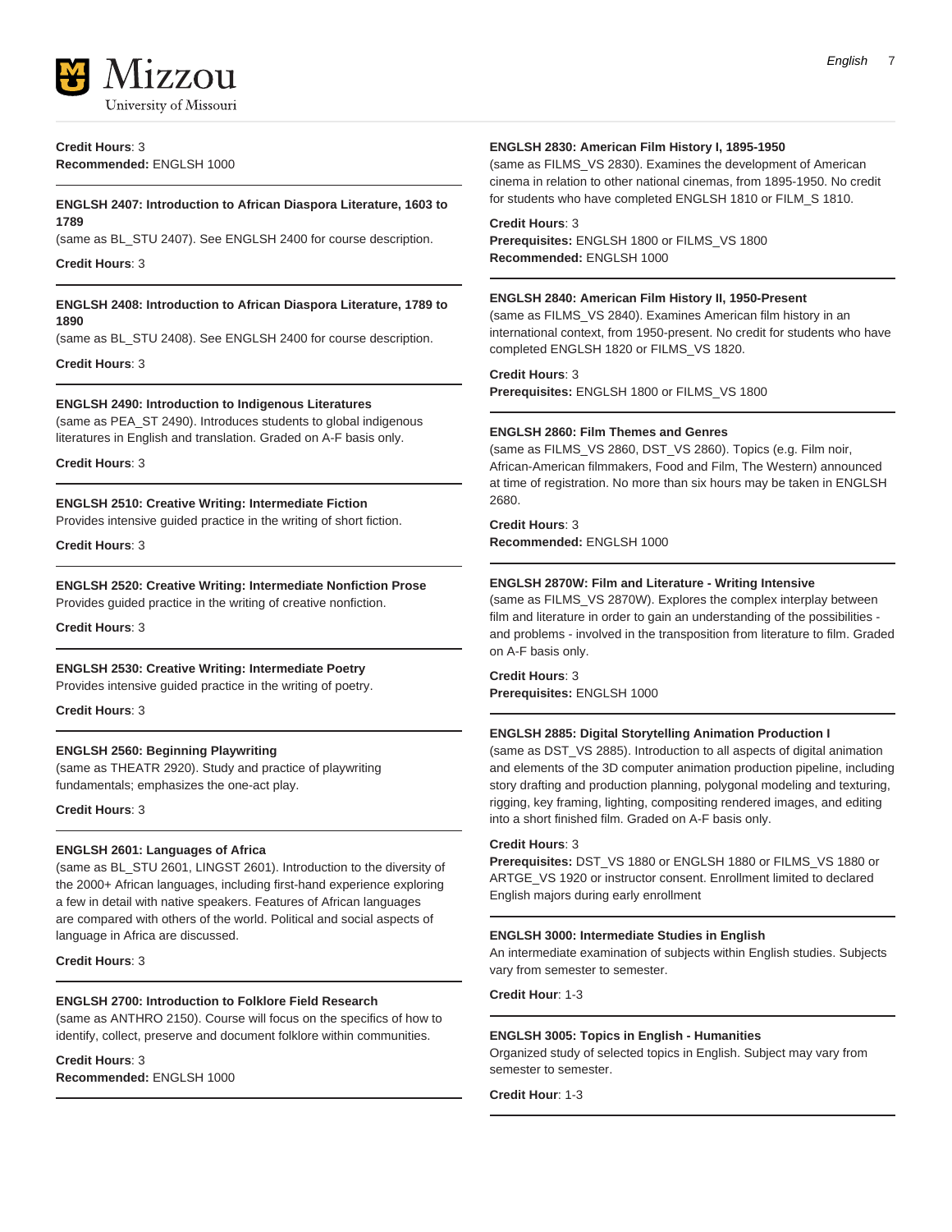**Credit Hours**: 3
**Recommended:** ENGLSH 1000

**ENGLSH 2407: Introduction to African Diaspora Literature, 1603 to 1789**

(same as BL_STU 2407). See ENGLSH 2400 for course description.

**Credit Hours**: 3

**ENGLSH 2408: Introduction to African Diaspora Literature, 1789 to 1890**

(same as BL_STU 2408). See ENGLSH 2400 for course description.

**Credit Hours**: 3

**ENGLSH 2490: Introduction to Indigenous Literatures**

(same as PEA_ST 2490). Introduces students to global indigenous literatures in English and translation. Graded on A-F basis only.

**Credit Hours**: 3

**ENGLSH 2510: Creative Writing: Intermediate Fiction**

Provides intensive guided practice in the writing of short fiction.

**Credit Hours**: 3

**ENGLSH 2520: Creative Writing: Intermediate Nonfiction Prose**

Provides guided practice in the writing of creative nonfiction.

**Credit Hours**: 3

**ENGLSH 2530: Creative Writing: Intermediate Poetry**

Provides intensive guided practice in the writing of poetry.

**Credit Hours**: 3

**ENGLSH 2560: Beginning Playwriting**

(same as THEATR 2920). Study and practice of playwriting fundamentals; emphasizes the one-act play.

**Credit Hours**: 3

**ENGLSH 2601: Languages of Africa**

(same as BL_STU 2601, LINGST 2601). Introduction to the diversity of the 2000+ African languages, including first-hand experience exploring a few in detail with native speakers. Features of African languages are compared with others of the world. Political and social aspects of language in Africa are discussed.

**Credit Hours**: 3

**ENGLSH 2700: Introduction to Folklore Field Research**

(same as ANTHRO 2150). Course will focus on the specifics of how to identify, collect, preserve and document folklore within communities.

**Credit Hours**: 3
**Recommended:** ENGLSH 1000

**ENGLSH 2830: American Film History I, 1895-1950**

(same as FILMS_VS 2830). Examines the development of American cinema in relation to other national cinemas, from 1895-1950. No credit for students who have completed ENGLSH 1810 or FILM_S 1810.

**Credit Hours**: 3
**Prerequisites:** ENGLSH 1800 or FILMS_VS 1800
**Recommended:** ENGLSH 1000

**ENGLSH 2840: American Film History II, 1950-Present**

(same as FILMS_VS 2840). Examines American film history in an international context, from 1950-present. No credit for students who have completed ENGLSH 1820 or FILMS_VS 1820.

**Credit Hours**: 3
**Prerequisites:** ENGLSH 1800 or FILMS_VS 1800

**ENGLSH 2860: Film Themes and Genres**

(same as FILMS_VS 2860, DST_VS 2860). Topics (e.g. Film noir, African-American filmmakers, Food and Film, The Western) announced at time of registration. No more than six hours may be taken in ENGLSH 2680.

**Credit Hours**: 3
**Recommended:** ENGLSH 1000

**ENGLSH 2870W: Film and Literature - Writing Intensive**

(same as FILMS_VS 2870W). Explores the complex interplay between film and literature in order to gain an understanding of the possibilities - and problems - involved in the transposition from literature to film. Graded on A-F basis only.

**Credit Hours**: 3
**Prerequisites:** ENGLSH 1000

**ENGLSH 2885: Digital Storytelling Animation Production I**

(same as DST_VS 2885). Introduction to all aspects of digital animation and elements of the 3D computer animation production pipeline, including story drafting and production planning, polygonal modeling and texturing, rigging, key framing, lighting, compositing rendered images, and editing into a short finished film. Graded on A-F basis only.

**Credit Hours**: 3
**Prerequisites:** DST_VS 1880 or ENGLSH 1880 or FILMS_VS 1880 or ARTGE_VS 1920 or instructor consent. Enrollment limited to declared English majors during early enrollment

**ENGLSH 3000: Intermediate Studies in English**

An intermediate examination of subjects within English studies. Subjects vary from semester to semester.

**Credit Hour**: 1-3

**ENGLSH 3005: Topics in English - Humanities**

Organized study of selected topics in English. Subject may vary from semester to semester.

**Credit Hour**: 1-3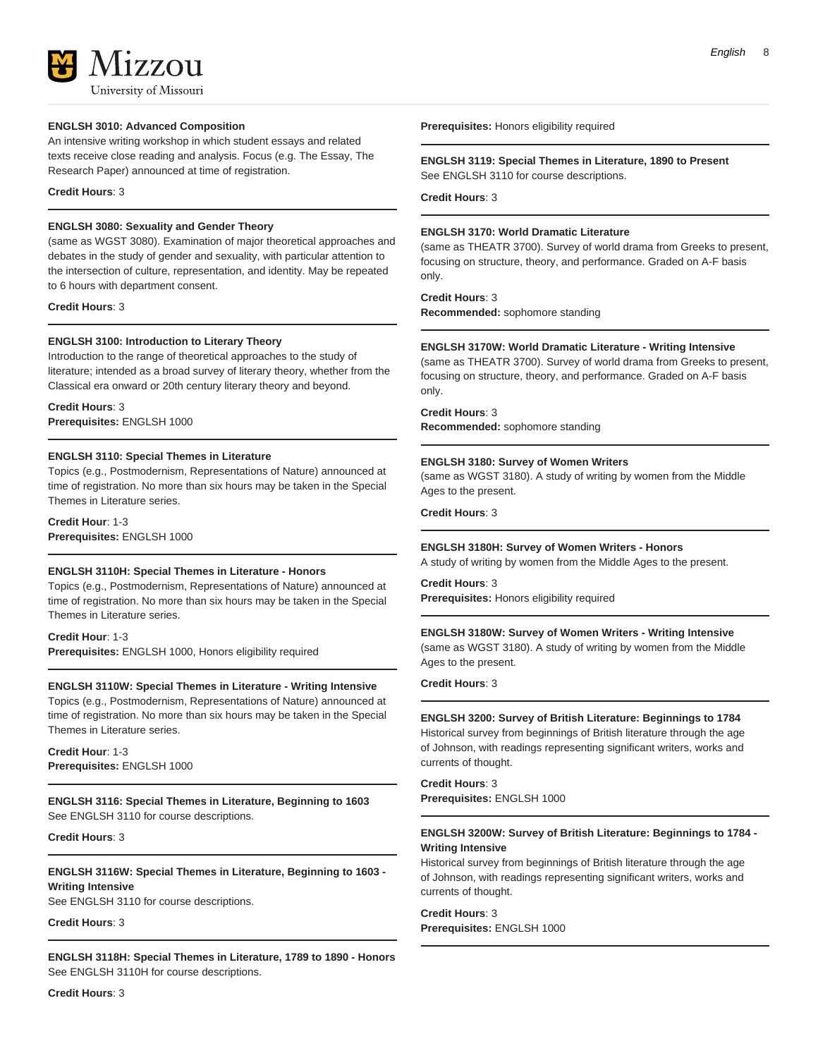**ENGLSH 3010: Advanced Composition**

An intensive writing workshop in which student essays and related texts receive close reading and analysis. Focus (e.g. The Essay, The Research Paper) announced at time of registration.

**Credit Hours**: 3

---

**ENGLSH 3080: Sexuality and Gender Theory**

(same as WGST 3080). Examination of major theoretical approaches and debates in the study of gender and sexuality, with particular attention to the intersection of culture, representation, and identity. May be repeated to 6 hours with department consent.

**Credit Hours**: 3

---

**ENGLSH 3100: Introduction to Literary Theory**

Introduction to the range of theoretical approaches to the study of literature; intended as a broad survey of literary theory, whether from the Classical era onward or 20th century literary theory and beyond.

**Credit Hours**: 3
**Prerequisites:** ENGLSH 1000

---

**ENGLSH 3110: Special Themes in Literature**

Topics (e.g., Postmodernism, Representations of Nature) announced at time of registration. No more than six hours may be taken in the Special Themes in Literature series.

**Credit Hour**: 1-3
**Prerequisites:** ENGLSH 1000

---

**ENGLSH 3110H: Special Themes in Literature - Honors**

Topics (e.g., Postmodernism, Representations of Nature) announced at time of registration. No more than six hours may be taken in the Special Themes in Literature series.

**Credit Hour**: 1-3
**Prerequisites:** ENGLSH 1000, Honors eligibility required

---

**ENGLSH 3110W: Special Themes in Literature - Writing Intensive**

Topics (e.g., Postmodernism, Representations of Nature) announced at time of registration. No more than six hours may be taken in the Special Themes in Literature series.

**Credit Hour**: 1-3
**Prerequisites:** ENGLSH 1000

---

**ENGLSH 3116: Special Themes in Literature, Beginning to 1603**

See ENGLSH 3110 for course descriptions.

**Credit Hours**: 3

---

**ENGLSH 3116W: Special Themes in Literature, Beginning to 1603 - Writing Intensive**

See ENGLSH 3110 for course descriptions.

**Credit Hours**: 3

---

**ENGLSH 3118H: Special Themes in Literature, 1789 to 1890 - Honors**

See ENGLSH 3110H for course descriptions.

**Credit Hours**: 3
**Prerequisites:** Honors eligibility required

---

**ENGLSH 3119: Special Themes in Literature, 1890 to Present**

See ENGLSH 3110 for course descriptions.

**Credit Hours**: 3

---

**ENGLSH 3170: World Dramatic Literature**

(same as THEATR 3700). Survey of world drama from Greeks to present, focusing on structure, theory, and performance. Graded on A-F basis only.

**Credit Hours**: 3
**Recommended:** sophomore standing

---

**ENGLSH 3170W: World Dramatic Literature - Writing Intensive**

(same as THEATR 3700). Survey of world drama from Greeks to present, focusing on structure, theory, and performance. Graded on A-F basis only.

**Credit Hours**: 3
**Recommended:** sophomore standing

---

**ENGLSH 3180: Survey of Women Writers**

(same as WGST 3180). A study of writing by women from the Middle Ages to the present.

**Credit Hours**: 3

---

**ENGLSH 3180H: Survey of Women Writers - Honors**

A study of writing by women from the Middle Ages to the present.

**Credit Hours**: 3
**Prerequisites:** Honors eligibility required

---

**ENGLSH 3180W: Survey of Women Writers - Writing Intensive**

(same as WGST 3180). A study of writing by women from the Middle Ages to the present.

**Credit Hours**: 3

---

**ENGLSH 3200: Survey of British Literature: Beginnings to 1784**

Historical survey from beginnings of British literature through the age of Johnson, with readings representing significant writers, works and currents of thought.

**Credit Hours**: 3
**Prerequisites:** ENGLSH 1000

---

**ENGLSH 3200W: Survey of British Literature: Beginnings to 1784 - Writing Intensive**

Historical survey from beginnings of British literature through the age of Johnson, with readings representing significant writers, works and currents of thought.

**Credit Hours**: 3
**Prerequisites:** ENGLSH 1000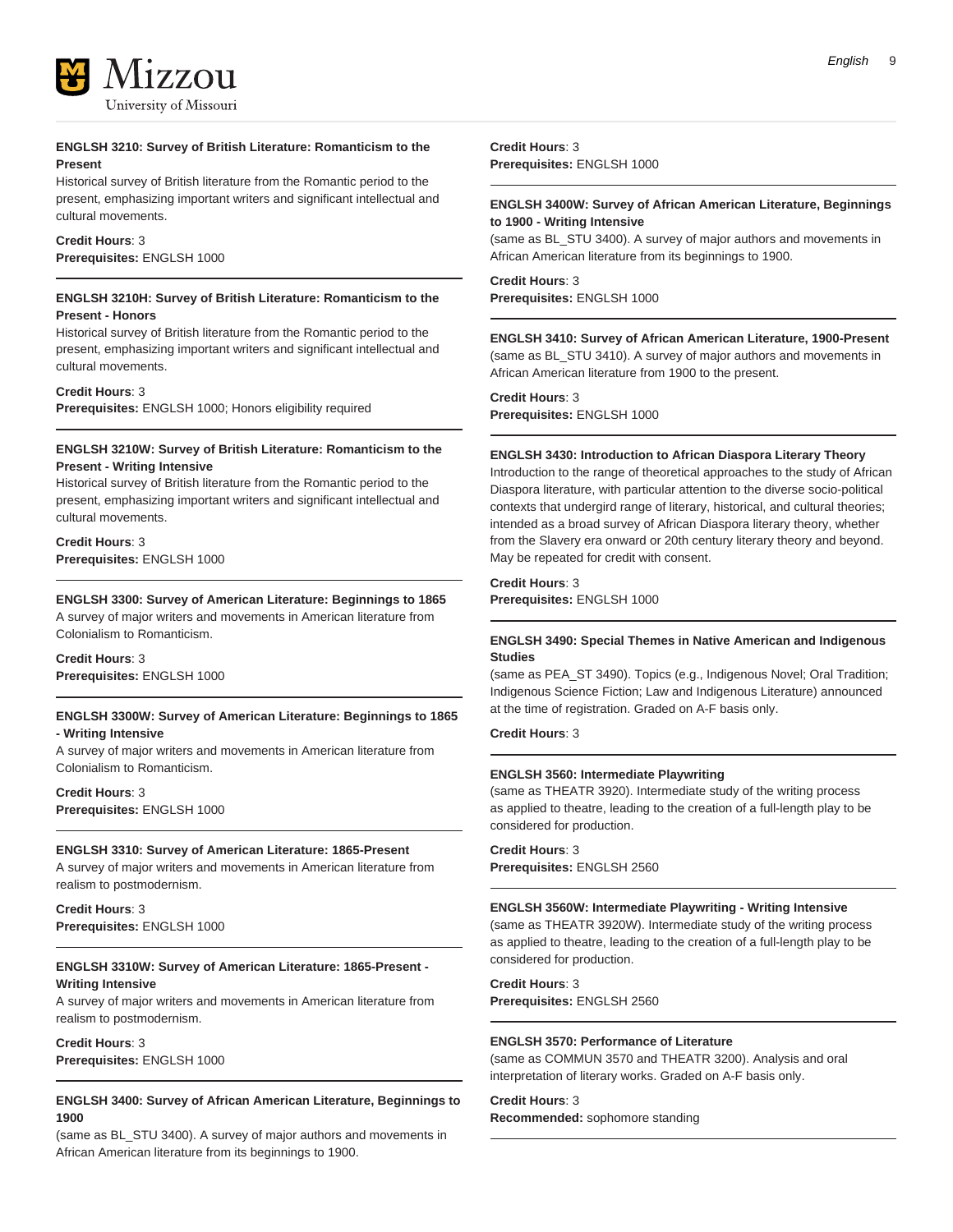**ENGLSH 3210: Survey of British Literature: Romanticism to the Present**

Historical survey of British literature from the Romantic period to the present, emphasizing important writers and significant intellectual and cultural movements.

**Credit Hours**: 3
**Prerequisites:** ENGLSH 1000

---

**ENGLSH 3210H: Survey of British Literature: Romanticism to the Present - Honors**

Historical survey of British literature from the Romantic period to the present, emphasizing important writers and significant intellectual and cultural movements.

**Credit Hours**: 3
**Prerequisites:** ENGLSH 1000; Honors eligibility required

---

**ENGLSH 3210W: Survey of British Literature: Romanticism to the Present - Writing Intensive**

Historical survey of British literature from the Romantic period to the present, emphasizing important writers and significant intellectual and cultural movements.

**Credit Hours**: 3
**Prerequisites:** ENGLSH 1000

---

**ENGLSH 3300: Survey of American Literature: Beginnings to 1865**

A survey of major writers and movements in American literature from Colonialism to Romanticism.

**Credit Hours**: 3
**Prerequisites:** ENGLSH 1000

---

**ENGLSH 3300W: Survey of American Literature: Beginnings to 1865 - Writing Intensive**

A survey of major writers and movements in American literature from Colonialism to Romanticism.

**Credit Hours**: 3
**Prerequisites:** ENGLSH 1000

---

**ENGLSH 3310: Survey of American Literature: 1865-Present**

A survey of major writers and movements in American literature from realism to postmodernism.

**Credit Hours**: 3
**Prerequisites:** ENGLSH 1000

---

**ENGLSH 3310W: Survey of American Literature: 1865-Present - Writing Intensive**

A survey of major writers and movements in American literature from realism to postmodernism.

**Credit Hours**: 3
**Prerequisites:** ENGLSH 1000

---

**ENGLSH 3400: Survey of African American Literature, Beginnings to 1900**

(same as BL_STU 3400). A survey of major authors and movements in African American literature from its beginnings to 1900.

**Credit Hours**: 3
**Prerequisites:** ENGLSH 1000

---

**ENGLSH 3400W: Survey of African American Literature, Beginnings to 1900 - Writing Intensive**

(same as BL_STU 3400). A survey of major authors and movements in African American literature from its beginnings to 1900.

**Credit Hours**: 3
**Prerequisites:** ENGLSH 1000

---

**ENGLSH 3410: Survey of African American Literature, 1900-Present**

(same as BL_STU 3410). A survey of major authors and movements in African American literature from 1900 to the present.

**Credit Hours**: 3
**Prerequisites:** ENGLSH 1000

---

**ENGLSH 3430: Introduction to African Diaspora Literary Theory**

Introduction to the range of theoretical approaches to the study of African Diaspora literature, with particular attention to the diverse socio-political contexts that undergird range of literary, historical, and cultural theories; intended as a broad survey of African Diaspora literary theory, whether from the Slavery era onward or 20th century literary theory and beyond. May be repeated for credit with consent.

**Credit Hours**: 3
**Prerequisites:** ENGLSH 1000

---

**ENGLSH 3490: Special Themes in Native American and Indigenous Studies**

(same as PEA_ST 3490). Topics (e.g., Indigenous Novel; Oral Tradition; Indigenous Science Fiction; Law and Indigenous Literature) announced at the time of registration. Graded on A-F basis only.

**Credit Hours**: 3

---

**ENGLSH 3560: Intermediate Playwriting**

(same as THEATR 3920). Intermediate study of the writing process as applied to theatre, leading to the creation of a full-length play to be considered for production.

**Credit Hours**: 3
**Prerequisites:** ENGLSH 2560

---

**ENGLSH 3560W: Intermediate Playwriting - Writing Intensive**

(same as THEATR 3920W). Intermediate study of the writing process as applied to theatre, leading to the creation of a full-length play to be considered for production.

**Credit Hours**: 3
**Prerequisites:** ENGLSH 2560

---

**ENGLSH 3570: Performance of Literature**

(same as COMMUN 3570 and THEATR 3200). Analysis and oral interpretation of literary works. Graded on A-F basis only.

**Credit Hours**: 3
**Recommended:** sophomore standing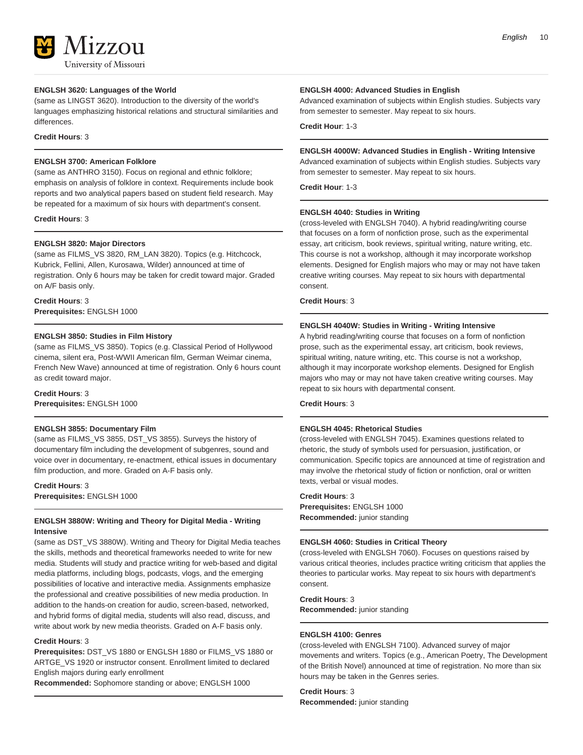#### ENGLSH 3620: Languages of the World

(same as LINGST 3620). Introduction to the diversity of the world's languages emphasizing historical relations and structural similarities and differences.

**Credit Hours**: 3

#### ENGLSH 3700: American Folklore

(same as ANTHRO 3150). Focus on regional and ethnic folklore; emphasis on analysis of folklore in context. Requirements include book reports and two analytical papers based on student field research. May be repeated for a maximum of six hours with department's consent.

**Credit Hours**: 3

#### ENGLSH 3820: Major Directors

(same as FILMS_VS 3820, RM_LAN 3820). Topics (e.g. Hitchcock, Kubrick, Fellini, Allen, Kurosawa, Wilder) announced at time of registration. Only 6 hours may be taken for credit toward major. Graded on A/F basis only.

**Credit Hours**: 3
**Prerequisites:** ENGLSH 1000

#### ENGLSH 3850: Studies in Film History

(same as FILMS_VS 3850). Topics (e.g. Classical Period of Hollywood cinema, silent era, Post-WWII American film, German Weimar cinema, French New Wave) announced at time of registration. Only 6 hours count as credit toward major.

**Credit Hours**: 3
**Prerequisites:** ENGLSH 1000

#### ENGLSH 3855: Documentary Film

(same as FILMS_VS 3855, DST_VS 3855). Surveys the history of documentary film including the development of subgenres, sound and voice over in documentary, re-enactment, ethical issues in documentary film production, and more. Graded on A-F basis only.

**Credit Hours**: 3
**Prerequisites:** ENGLSH 1000

#### ENGLSH 3880W: Writing and Theory for Digital Media - Writing Intensive

(same as DST_VS 3880W). Writing and Theory for Digital Media teaches the skills, methods and theoretical frameworks needed to write for new media. Students will study and practice writing for web-based and digital media platforms, including blogs, podcasts, vlogs, and the emerging possibilities of locative and interactive media. Assignments emphasize the professional and creative possibilities of new media production. In addition to the hands-on creation for audio, screen-based, networked, and hybrid forms of digital media, students will also read, discuss, and write about work by new media theorists. Graded on A-F basis only.

**Credit Hours**: 3
**Prerequisites:** DST_VS 1880 or ENGLSH 1880 or FILMS_VS 1880 or ARTGE_VS 1920 or instructor consent. Enrollment limited to declared English majors during early enrollment
**Recommended:** Sophomore standing or above; ENGLSH 1000

#### ENGLSH 4000: Advanced Studies in English

Advanced examination of subjects within English studies. Subjects vary from semester to semester. May repeat to six hours.

**Credit Hour**: 1-3

#### ENGLSH 4000W: Advanced Studies in English - Writing Intensive

Advanced examination of subjects within English studies. Subjects vary from semester to semester. May repeat to six hours.

**Credit Hour**: 1-3

#### ENGLSH 4040: Studies in Writing

(cross-leveled with ENGLSH 7040). A hybrid reading/writing course that focuses on a form of nonfiction prose, such as the experimental essay, art criticism, book reviews, spiritual writing, nature writing, etc. This course is not a workshop, although it may incorporate workshop elements. Designed for English majors who may or may not have taken creative writing courses. May repeat to six hours with departmental consent.

**Credit Hours**: 3

#### ENGLSH 4040W: Studies in Writing - Writing Intensive

A hybrid reading/writing course that focuses on a form of nonfiction prose, such as the experimental essay, art criticism, book reviews, spiritual writing, nature writing, etc. This course is not a workshop, although it may incorporate workshop elements. Designed for English majors who may or may not have taken creative writing courses. May repeat to six hours with departmental consent.

**Credit Hours**: 3

#### ENGLSH 4045: Rhetorical Studies

(cross-leveled with ENGLSH 7045). Examines questions related to rhetoric, the study of symbols used for persuasion, justification, or communication. Specific topics are announced at time of registration and may involve the rhetorical study of fiction or nonfiction, oral or written texts, verbal or visual modes.

**Credit Hours**: 3
**Prerequisites:** ENGLSH 1000
**Recommended:** junior standing

#### ENGLSH 4060: Studies in Critical Theory

(cross-leveled with ENGLSH 7060). Focuses on questions raised by various critical theories, includes practice writing criticism that applies the theories to particular works. May repeat to six hours with department's consent.

**Credit Hours**: 3
**Recommended:** junior standing

#### ENGLSH 4100: Genres

(cross-leveled with ENGLSH 7100). Advanced survey of major movements and writers. Topics (e.g., American Poetry, The Development of the British Novel) announced at time of registration. No more than six hours may be taken in the Genres series.

**Credit Hours**: 3
**Recommended:** junior standing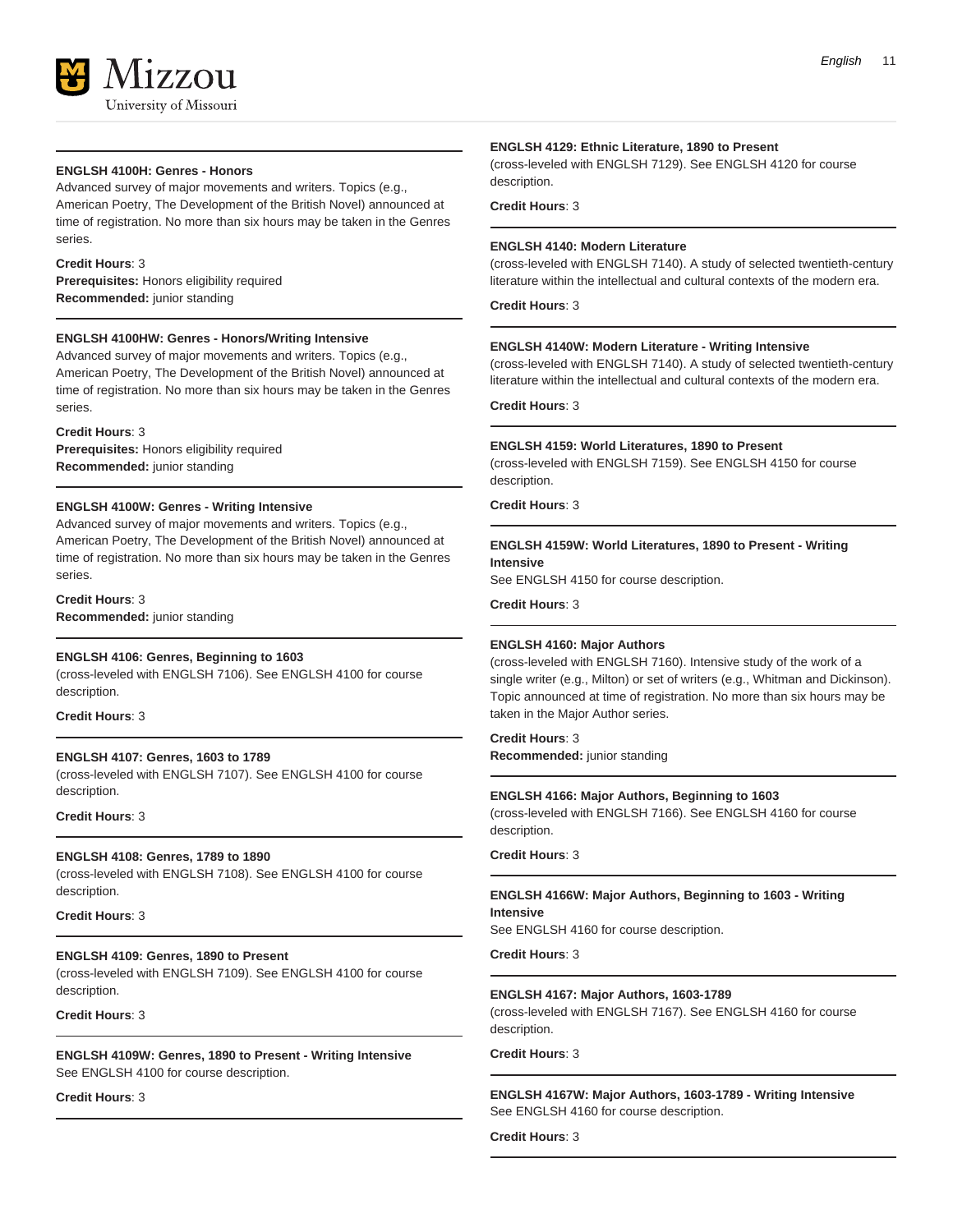**ENGLSH 4100H: Genres - Honors**

Advanced survey of major movements and writers. Topics (e.g., American Poetry, The Development of the British Novel) announced at time of registration. No more than six hours may be taken in the Genres series.

**Credit Hours**: 3
**Prerequisites:** Honors eligibility required
**Recommended:** junior standing

**ENGLSH 4100HW: Genres - Honors/Writing Intensive**

Advanced survey of major movements and writers. Topics (e.g., American Poetry, The Development of the British Novel) announced at time of registration. No more than six hours may be taken in the Genres series.

**Credit Hours**: 3
**Prerequisites:** Honors eligibility required
**Recommended:** junior standing

**ENGLSH 4100W: Genres - Writing Intensive**

Advanced survey of major movements and writers. Topics (e.g., American Poetry, The Development of the British Novel) announced at time of registration. No more than six hours may be taken in the Genres series.

**Credit Hours**: 3
**Recommended:** junior standing

**ENGLSH 4106: Genres, Beginning to 1603**

(cross-leveled with ENGLSH 7106). See ENGLSH 4100 for course description.

**Credit Hours**: 3

**ENGLSH 4107: Genres, 1603 to 1789**

(cross-leveled with ENGLSH 7107). See ENGLSH 4100 for course description.

**Credit Hours**: 3

**ENGLSH 4108: Genres, 1789 to 1890**

(cross-leveled with ENGLSH 7108). See ENGLSH 4100 for course description.

**Credit Hours**: 3

**ENGLSH 4109: Genres, 1890 to Present**

(cross-leveled with ENGLSH 7109). See ENGLSH 4100 for course description.

**Credit Hours**: 3

**ENGLSH 4109W: Genres, 1890 to Present - Writing Intensive**

See ENGLSH 4100 for course description.

**Credit Hours**: 3

**ENGLSH 4129: Ethnic Literature, 1890 to Present**

(cross-leveled with ENGLSH 7129). See ENGLSH 4120 for course description.

**Credit Hours**: 3

**ENGLSH 4140: Modern Literature**

(cross-leveled with ENGLSH 7140). A study of selected twentieth-century literature within the intellectual and cultural contexts of the modern era.

**Credit Hours**: 3

**ENGLSH 4140W: Modern Literature - Writing Intensive**

(cross-leveled with ENGLSH 7140). A study of selected twentieth-century literature within the intellectual and cultural contexts of the modern era.

**Credit Hours**: 3

**ENGLSH 4159: World Literatures, 1890 to Present**

(cross-leveled with ENGLSH 7159). See ENGLSH 4150 for course description.

**Credit Hours**: 3

**ENGLSH 4159W: World Literatures, 1890 to Present - Writing Intensive**

See ENGLSH 4150 for course description.

**Credit Hours**: 3

**ENGLSH 4160: Major Authors**

(cross-leveled with ENGLSH 7160). Intensive study of the work of a single writer (e.g., Milton) or set of writers (e.g., Whitman and Dickinson). Topic announced at time of registration. No more than six hours may be taken in the Major Author series.

**Credit Hours**: 3
**Recommended:** junior standing

**ENGLSH 4166: Major Authors, Beginning to 1603**

(cross-leveled with ENGLSH 7166). See ENGLSH 4160 for course description.

**Credit Hours**: 3

**ENGLSH 4166W: Major Authors, Beginning to 1603 - Writing Intensive**

See ENGLSH 4160 for course description.

**Credit Hours**: 3

**ENGLSH 4167: Major Authors, 1603-1789**

(cross-leveled with ENGLSH 7167). See ENGLSH 4160 for course description.

**Credit Hours**: 3

**ENGLSH 4167W: Major Authors, 1603-1789 - Writing Intensive**

See ENGLSH 4160 for course description.

**Credit Hours**: 3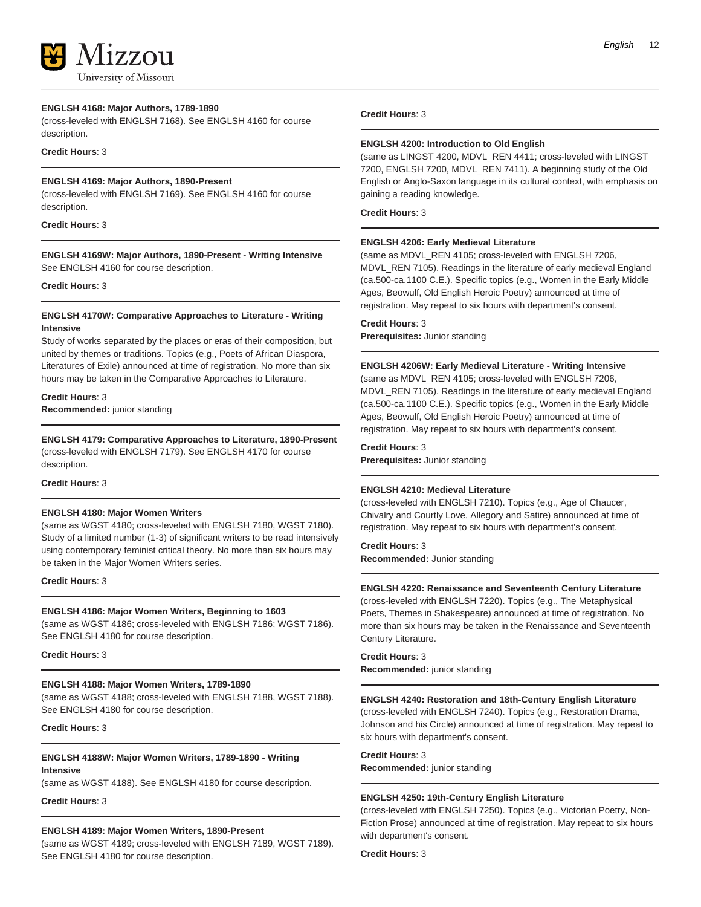**ENGLSH 4168: Major Authors, 1789-1890**
(cross-leveled with ENGLSH 7168). See ENGLSH 4160 for course description.

**Credit Hours**: 3

---

**ENGLSH 4169: Major Authors, 1890-Present**
(cross-leveled with ENGLSH 7169). See ENGLSH 4160 for course description.

**Credit Hours**: 3

---

**ENGLSH 4169W: Major Authors, 1890-Present - Writing Intensive**
See ENGLSH 4160 for course description.

**Credit Hours**: 3

---

**ENGLSH 4170W: Comparative Approaches to Literature - Writing Intensive**
Study of works separated by the places or eras of their composition, but united by themes or traditions. Topics (e.g., Poets of African Diaspora, Literatures of Exile) announced at time of registration. No more than six hours may be taken in the Comparative Approaches to Literature.

**Credit Hours**: 3
**Recommended:** junior standing

---

**ENGLSH 4179: Comparative Approaches to Literature, 1890-Present**
(cross-leveled with ENGLSH 7179). See ENGLSH 4170 for course description.

**Credit Hours**: 3

---

**ENGLSH 4180: Major Women Writers**
(same as WGST 4180; cross-leveled with ENGLSH 7180, WGST 7180). Study of a limited number (1-3) of significant writers to be read intensively using contemporary feminist critical theory. No more than six hours may be taken in the Major Women Writers series.

**Credit Hours**: 3

---

**ENGLSH 4186: Major Women Writers, Beginning to 1603**
(same as WGST 4186; cross-leveled with ENGLSH 7186; WGST 7186). See ENGLSH 4180 for course description.

**Credit Hours**: 3

---

**ENGLSH 4188: Major Women Writers, 1789-1890**
(same as WGST 4188; cross-leveled with ENGLSH 7188, WGST 7188). See ENGLSH 4180 for course description.

**Credit Hours**: 3

---

**ENGLSH 4188W: Major Women Writers, 1789-1890 - Writing Intensive**
(same as WGST 4188). See ENGLSH 4180 for course description.

**Credit Hours**: 3

---

**ENGLSH 4189: Major Women Writers, 1890-Present**
(same as WGST 4189; cross-leveled with ENGLSH 7189, WGST 7189). See ENGLSH 4180 for course description.

**Credit Hours**: 3

---

**ENGLSH 4200: Introduction to Old English**
(same as LINGST 4200, MDVL_REN 4411; cross-leveled with LINGST 7200, ENGLSH 7200, MDVL_REN 7411). A beginning study of the Old English or Anglo-Saxon language in its cultural context, with emphasis on gaining a reading knowledge.

**Credit Hours**: 3

---

**ENGLSH 4206: Early Medieval Literature**
(same as MDVL_REN 4105; cross-leveled with ENGLSH 7206, MDVL_REN 7105). Readings in the literature of early medieval England (ca.500-ca.1100 C.E.). Specific topics (e.g., Women in the Early Middle Ages, Beowulf, Old English Heroic Poetry) announced at time of registration. May repeat to six hours with department's consent.

**Credit Hours**: 3
**Prerequisites:** Junior standing

---

**ENGLSH 4206W: Early Medieval Literature - Writing Intensive**
(same as MDVL_REN 4105; cross-leveled with ENGLSH 7206, MDVL_REN 7105). Readings in the literature of early medieval England (ca.500-ca.1100 C.E.). Specific topics (e.g., Women in the Early Middle Ages, Beowulf, Old English Heroic Poetry) announced at time of registration. May repeat to six hours with department's consent.

**Credit Hours**: 3
**Prerequisites:** Junior standing

---

**ENGLSH 4210: Medieval Literature**
(cross-leveled with ENGLSH 7210). Topics (e.g., Age of Chaucer, Chivalry and Courtly Love, Allegory and Satire) announced at time of registration. May repeat to six hours with department's consent.

**Credit Hours**: 3
**Recommended:** Junior standing

---

**ENGLSH 4220: Renaissance and Seventeenth Century Literature**
(cross-leveled with ENGLSH 7220). Topics (e.g., The Metaphysical Poets, Themes in Shakespeare) announced at time of registration. No more than six hours may be taken in the Renaissance and Seventeenth Century Literature.

**Credit Hours**: 3
**Recommended:** junior standing

---

**ENGLSH 4240: Restoration and 18th-Century English Literature**
(cross-leveled with ENGLSH 7240). Topics (e.g., Restoration Drama, Johnson and his Circle) announced at time of registration. May repeat to six hours with department's consent.

**Credit Hours**: 3
**Recommended:** junior standing

---

**ENGLSH 4250: 19th-Century English Literature**
(cross-leveled with ENGLSH 7250). Topics (e.g., Victorian Poetry, Non-Fiction Prose) announced at time of registration. May repeat to six hours with department's consent.

**Credit Hours**: 3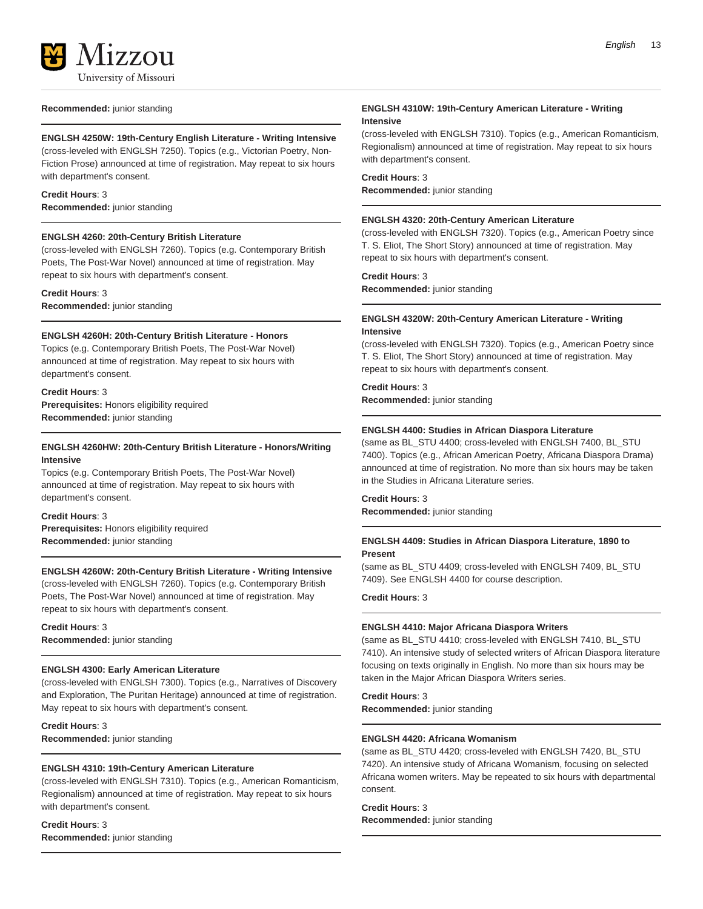**Recommended:** junior standing

**ENGLSH 4250W: 19th-Century English Literature - Writing Intensive**
(cross-leveled with ENGLSH 7250). Topics (e.g., Victorian Poetry, Non-Fiction Prose) announced at time of registration. May repeat to six hours with department's consent.

**Credit Hours**: 3
**Recommended:** junior standing

**ENGLSH 4260: 20th-Century British Literature**
(cross-leveled with ENGLSH 7260). Topics (e.g. Contemporary British Poets, The Post-War Novel) announced at time of registration. May repeat to six hours with department's consent.

**Credit Hours**: 3
**Recommended:** junior standing

**ENGLSH 4260H: 20th-Century British Literature - Honors**
Topics (e.g. Contemporary British Poets, The Post-War Novel) announced at time of registration. May repeat to six hours with department's consent.

**Credit Hours**: 3
**Prerequisites:** Honors eligibility required
**Recommended:** junior standing

**ENGLSH 4260HW: 20th-Century British Literature - Honors/Writing Intensive**
Topics (e.g. Contemporary British Poets, The Post-War Novel) announced at time of registration. May repeat to six hours with department's consent.

**Credit Hours**: 3
**Prerequisites:** Honors eligibility required
**Recommended:** junior standing

**ENGLSH 4260W: 20th-Century British Literature - Writing Intensive**
(cross-leveled with ENGLSH 7260). Topics (e.g. Contemporary British Poets, The Post-War Novel) announced at time of registration. May repeat to six hours with department's consent.

**Credit Hours**: 3
**Recommended:** junior standing

**ENGLSH 4300: Early American Literature**
(cross-leveled with ENGLSH 7300). Topics (e.g., Narratives of Discovery and Exploration, The Puritan Heritage) announced at time of registration. May repeat to six hours with department's consent.

**Credit Hours**: 3
**Recommended:** junior standing

**ENGLSH 4310: 19th-Century American Literature**
(cross-leveled with ENGLSH 7310). Topics (e.g., American Romanticism, Regionalism) announced at time of registration. May repeat to six hours with department's consent.

**Credit Hours**: 3
**Recommended:** junior standing

**ENGLSH 4310W: 19th-Century American Literature - Writing Intensive**
(cross-leveled with ENGLSH 7310). Topics (e.g., American Romanticism, Regionalism) announced at time of registration. May repeat to six hours with department's consent.

**Credit Hours**: 3
**Recommended:** junior standing

**ENGLSH 4320: 20th-Century American Literature**
(cross-leveled with ENGLSH 7320). Topics (e.g., American Poetry since T. S. Eliot, The Short Story) announced at time of registration. May repeat to six hours with department's consent.

**Credit Hours**: 3
**Recommended:** junior standing

**ENGLSH 4320W: 20th-Century American Literature - Writing Intensive**
(cross-leveled with ENGLSH 7320). Topics (e.g., American Poetry since T. S. Eliot, The Short Story) announced at time of registration. May repeat to six hours with department's consent.

**Credit Hours**: 3
**Recommended:** junior standing

**ENGLSH 4400: Studies in African Diaspora Literature**
(same as BL_STU 4400; cross-leveled with ENGLSH 7400, BL_STU 7400). Topics (e.g., African American Poetry, Africana Diaspora Drama) announced at time of registration. No more than six hours may be taken in the Studies in Africana Literature series.

**Credit Hours**: 3
**Recommended:** junior standing

**ENGLSH 4409: Studies in African Diaspora Literature, 1890 to Present**
(same as BL_STU 4409; cross-leveled with ENGLSH 7409, BL_STU 7409). See ENGLSH 4400 for course description.

**Credit Hours**: 3

**ENGLSH 4410: Major Africana Diaspora Writers**
(same as BL_STU 4410; cross-leveled with ENGLSH 7410, BL_STU 7410). An intensive study of selected writers of African Diaspora literature focusing on texts originally in English. No more than six hours may be taken in the Major African Diaspora Writers series.

**Credit Hours**: 3
**Recommended:** junior standing

**ENGLSH 4420: Africana Womanism**
(same as BL_STU 4420; cross-leveled with ENGLSH 7420, BL_STU 7420). An intensive study of Africana Womanism, focusing on selected Africana women writers. May be repeated to six hours with departmental consent.

**Credit Hours**: 3
**Recommended:** junior standing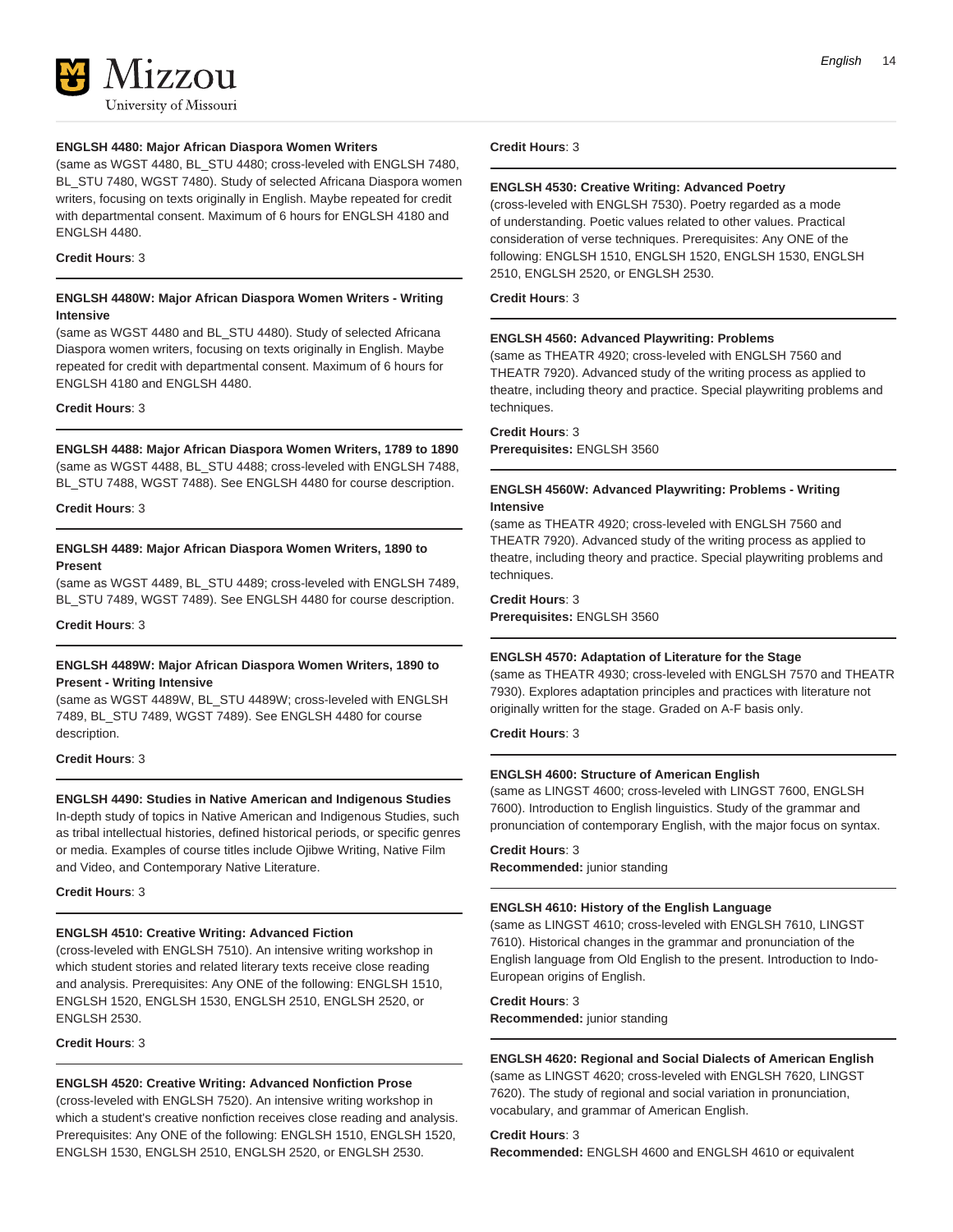### ENGLSH 4480: Major African Diaspora Women Writers

(same as WGST 4480, BL_STU 4480; cross-leveled with ENGLSH 7480, BL_STU 7480, WGST 7480). Study of selected Africana Diaspora women writers, focusing on texts originally in English. Maybe repeated for credit with departmental consent. Maximum of 6 hours for ENGLSH 4180 and ENGLSH 4480.

**Credit Hours**: 3

### ENGLSH 4480W: Major African Diaspora Women Writers - Writing Intensive

(same as WGST 4480 and BL_STU 4480). Study of selected Africana Diaspora women writers, focusing on texts originally in English. Maybe repeated for credit with departmental consent. Maximum of 6 hours for ENGLSH 4180 and ENGLSH 4480.

**Credit Hours**: 3

### ENGLSH 4488: Major African Diaspora Women Writers, 1789 to 1890

(same as WGST 4488, BL_STU 4488; cross-leveled with ENGLSH 7488, BL_STU 7488, WGST 7488). See ENGLSH 4480 for course description.

**Credit Hours**: 3

### ENGLSH 4489: Major African Diaspora Women Writers, 1890 to Present

(same as WGST 4489, BL_STU 4489; cross-leveled with ENGLSH 7489, BL_STU 7489, WGST 7489). See ENGLSH 4480 for course description.

**Credit Hours**: 3

### ENGLSH 4489W: Major African Diaspora Women Writers, 1890 to Present - Writing Intensive

(same as WGST 4489W, BL_STU 4489W; cross-leveled with ENGLSH 7489, BL_STU 7489, WGST 7489). See ENGLSH 4480 for course description.

**Credit Hours**: 3

### ENGLSH 4490: Studies in Native American and Indigenous Studies

In-depth study of topics in Native American and Indigenous Studies, such as tribal intellectual histories, defined historical periods, or specific genres or media. Examples of course titles include Ojibwe Writing, Native Film and Video, and Contemporary Native Literature.

**Credit Hours**: 3

### ENGLSH 4510: Creative Writing: Advanced Fiction

(cross-leveled with ENGLSH 7510). An intensive writing workshop in which student stories and related literary texts receive close reading and analysis. Prerequisites: Any ONE of the following: ENGLSH 1510, ENGLSH 1520, ENGLSH 1530, ENGLSH 2510, ENGLSH 2520, or ENGLSH 2530.

**Credit Hours**: 3

### ENGLSH 4520: Creative Writing: Advanced Nonfiction Prose

(cross-leveled with ENGLSH 7520). An intensive writing workshop in which a student's creative nonfiction receives close reading and analysis. Prerequisites: Any ONE of the following: ENGLSH 1510, ENGLSH 1520, ENGLSH 1530, ENGLSH 2510, ENGLSH 2520, or ENGLSH 2530.

**Credit Hours**: 3

### ENGLSH 4530: Creative Writing: Advanced Poetry

(cross-leveled with ENGLSH 7530). Poetry regarded as a mode of understanding. Poetic values related to other values. Practical consideration of verse techniques. Prerequisites: Any ONE of the following: ENGLSH 1510, ENGLSH 1520, ENGLSH 1530, ENGLSH 2510, ENGLSH 2520, or ENGLSH 2530.

**Credit Hours**: 3

### ENGLSH 4560: Advanced Playwriting: Problems

(same as THEATR 4920; cross-leveled with ENGLSH 7560 and THEATR 7920). Advanced study of the writing process as applied to theatre, including theory and practice. Special playwriting problems and techniques.

**Credit Hours**: 3
**Prerequisites:** ENGLSH 3560

### ENGLSH 4560W: Advanced Playwriting: Problems - Writing Intensive

(same as THEATR 4920; cross-leveled with ENGLSH 7560 and THEATR 7920). Advanced study of the writing process as applied to theatre, including theory and practice. Special playwriting problems and techniques.

**Credit Hours**: 3
**Prerequisites:** ENGLSH 3560

### ENGLSH 4570: Adaptation of Literature for the Stage

(same as THEATR 4930; cross-leveled with ENGLSH 7570 and THEATR 7930). Explores adaptation principles and practices with literature not originally written for the stage. Graded on A-F basis only.

**Credit Hours**: 3

### ENGLSH 4600: Structure of American English

(same as LINGST 4600; cross-leveled with LINGST 7600, ENGLSH 7600). Introduction to English linguistics. Study of the grammar and pronunciation of contemporary English, with the major focus on syntax.

**Credit Hours**: 3
**Recommended:** junior standing

### ENGLSH 4610: History of the English Language

(same as LINGST 4610; cross-leveled with ENGLSH 7610, LINGST 7610). Historical changes in the grammar and pronunciation of the English language from Old English to the present. Introduction to Indo-European origins of English.

**Credit Hours**: 3
**Recommended:** junior standing

### ENGLSH 4620: Regional and Social Dialects of American English

(same as LINGST 4620; cross-leveled with ENGLSH 7620, LINGST 7620). The study of regional and social variation in pronunciation, vocabulary, and grammar of American English.

**Credit Hours**: 3
**Recommended:** ENGLSH 4600 and ENGLSH 4610 or equivalent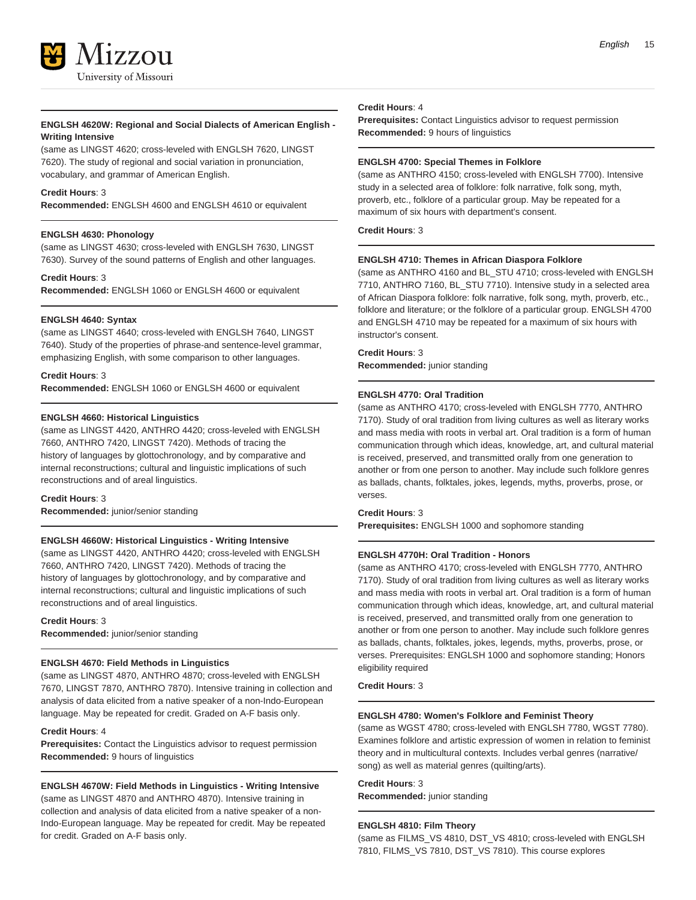**ENGLSH 4620W: Regional and Social Dialects of American English - Writing Intensive**
(same as LINGST 4620; cross-leveled with ENGLSH 7620, LINGST 7620). The study of regional and social variation in pronunciation, vocabulary, and grammar of American English.

**Credit Hours**: 3
**Recommended:** ENGLSH 4600 and ENGLSH 4610 or equivalent

**ENGLSH 4630: Phonology**
(same as LINGST 4630; cross-leveled with ENGLSH 7630, LINGST 7630). Survey of the sound patterns of English and other languages.

**Credit Hours**: 3
**Recommended:** ENGLSH 1060 or ENGLSH 4600 or equivalent

**ENGLSH 4640: Syntax**
(same as LINGST 4640; cross-leveled with ENGLSH 7640, LINGST 7640). Study of the properties of phrase-and sentence-level grammar, emphasizing English, with some comparison to other languages.

**Credit Hours**: 3
**Recommended:** ENGLSH 1060 or ENGLSH 4600 or equivalent

**ENGLSH 4660: Historical Linguistics**
(same as LINGST 4420, ANTHRO 4420; cross-leveled with ENGLSH 7660, ANTHRO 7420, LINGST 7420). Methods of tracing the history of languages by glottochronology, and by comparative and internal reconstructions; cultural and linguistic implications of such reconstructions and of areal linguistics.

**Credit Hours**: 3
**Recommended:** junior/senior standing

**ENGLSH 4660W: Historical Linguistics - Writing Intensive**
(same as LINGST 4420, ANTHRO 4420; cross-leveled with ENGLSH 7660, ANTHRO 7420, LINGST 7420). Methods of tracing the history of languages by glottochronology, and by comparative and internal reconstructions; cultural and linguistic implications of such reconstructions and of areal linguistics.

**Credit Hours**: 3
**Recommended:** junior/senior standing

**ENGLSH 4670: Field Methods in Linguistics**
(same as LINGST 4870, ANTHRO 4870; cross-leveled with ENGLSH 7670, LINGST 7870, ANTHRO 7870). Intensive training in collection and analysis of data elicited from a native speaker of a non-Indo-European language. May be repeated for credit. Graded on A-F basis only.

**Credit Hours**: 4
**Prerequisites:** Contact the Linguistics advisor to request permission
**Recommended:** 9 hours of linguistics

**ENGLSH 4670W: Field Methods in Linguistics - Writing Intensive**
(same as LINGST 4870 and ANTHRO 4870). Intensive training in collection and analysis of data elicited from a native speaker of a non-Indo-European language. May be repeated for credit. May be repeated for credit. Graded on A-F basis only.

**Credit Hours**: 4
**Prerequisites:** Contact Linguistics advisor to request permission
**Recommended:** 9 hours of linguistics

**ENGLSH 4700: Special Themes in Folklore**
(same as ANTHRO 4150; cross-leveled with ENGLSH 7700). Intensive study in a selected area of folklore: folk narrative, folk song, myth, proverb, etc., folklore of a particular group. May be repeated for a maximum of six hours with department's consent.

**Credit Hours**: 3

**ENGLSH 4710: Themes in African Diaspora Folklore**
(same as ANTHRO 4160 and BL_STU 4710; cross-leveled with ENGLSH 7710, ANTHRO 7160, BL_STU 7710). Intensive study in a selected area of African Diaspora folklore: folk narrative, folk song, myth, proverb, etc., folklore and literature; or the folklore of a particular group. ENGLSH 4700 and ENGLSH 4710 may be repeated for a maximum of six hours with instructor's consent.

**Credit Hours**: 3
**Recommended:** junior standing

**ENGLSH 4770: Oral Tradition**
(same as ANTHRO 4170; cross-leveled with ENGLSH 7770, ANTHRO 7170). Study of oral tradition from living cultures as well as literary works and mass media with roots in verbal art. Oral tradition is a form of human communication through which ideas, knowledge, art, and cultural material is received, preserved, and transmitted orally from one generation to another or from one person to another. May include such folklore genres as ballads, chants, folktales, jokes, legends, myths, proverbs, prose, or verses.

**Credit Hours**: 3
**Prerequisites:** ENGLSH 1000 and sophomore standing

**ENGLSH 4770H: Oral Tradition - Honors**
(same as ANTHRO 4170; cross-leveled with ENGLSH 7770, ANTHRO 7170). Study of oral tradition from living cultures as well as literary works and mass media with roots in verbal art. Oral tradition is a form of human communication through which ideas, knowledge, art, and cultural material is received, preserved, and transmitted orally from one generation to another or from one person to another. May include such folklore genres as ballads, chants, folktales, jokes, legends, myths, proverbs, prose, or verses. Prerequisites: ENGLSH 1000 and sophomore standing; Honors eligibility required

**Credit Hours**: 3

**ENGLSH 4780: Women's Folklore and Feminist Theory**
(same as WGST 4780; cross-leveled with ENGLSH 7780, WGST 7780). Examines folklore and artistic expression of women in relation to feminist theory and in multicultural contexts. Includes verbal genres (narrative/song) as well as material genres (quilting/arts).

**Credit Hours**: 3
**Recommended:** junior standing

**ENGLSH 4810: Film Theory**
(same as FILMS_VS 4810, DST_VS 4810; cross-leveled with ENGLSH 7810, FILMS_VS 7810, DST_VS 7810). This course explores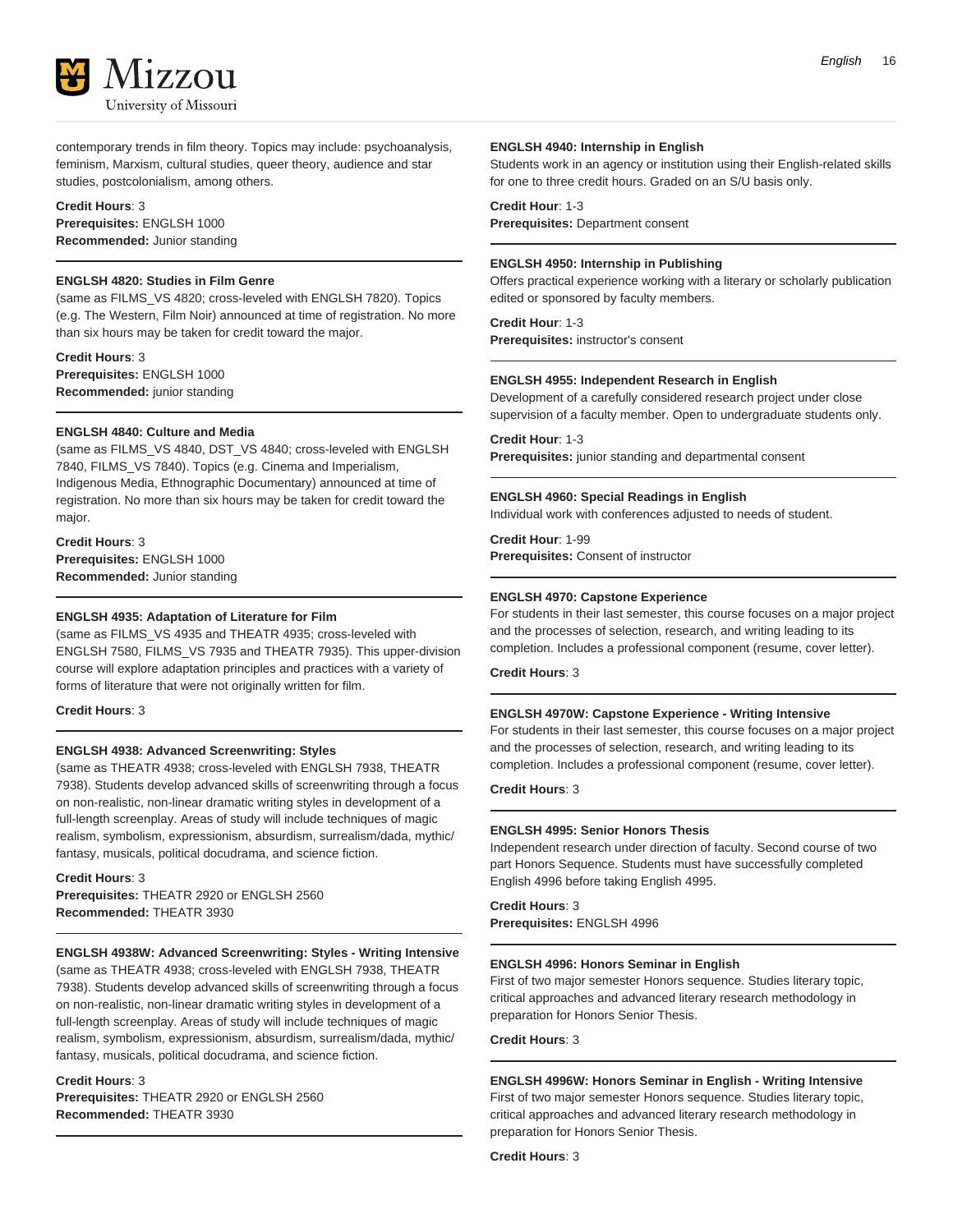contemporary trends in film theory. Topics may include: psychoanalysis, feminism, Marxism, cultural studies, queer theory, audience and star studies, postcolonialism, among others.

**Credit Hours**: 3
**Prerequisites:** ENGLSH 1000
**Recommended:** Junior standing

### ENGLSH 4820: Studies in Film Genre

(same as FILMS_VS 4820; cross-leveled with ENGLSH 7820). Topics (e.g. The Western, Film Noir) announced at time of registration. No more than six hours may be taken for credit toward the major.

**Credit Hours**: 3
**Prerequisites:** ENGLSH 1000
**Recommended:** junior standing

### ENGLSH 4840: Culture and Media

(same as FILMS_VS 4840, DST_VS 4840; cross-leveled with ENGLSH 7840, FILMS_VS 7840). Topics (e.g. Cinema and Imperialism, Indigenous Media, Ethnographic Documentary) announced at time of registration. No more than six hours may be taken for credit toward the major.

**Credit Hours**: 3
**Prerequisites:** ENGLSH 1000
**Recommended:** Junior standing

### ENGLSH 4935: Adaptation of Literature for Film

(same as FILMS_VS 4935 and THEATR 4935; cross-leveled with ENGLSH 7580, FILMS_VS 7935 and THEATR 7935). This upper-division course will explore adaptation principles and practices with a variety of forms of literature that were not originally written for film.

**Credit Hours**: 3

### ENGLSH 4938: Advanced Screenwriting: Styles

(same as THEATR 4938; cross-leveled with ENGLSH 7938, THEATR 7938). Students develop advanced skills of screenwriting through a focus on non-realistic, non-linear dramatic writing styles in development of a full-length screenplay. Areas of study will include techniques of magic realism, symbolism, expressionism, absurdism, surrealism/dada, mythic/fantasy, musicals, political docudrama, and science fiction.

**Credit Hours**: 3
**Prerequisites:** THEATR 2920 or ENGLSH 2560
**Recommended:** THEATR 3930

### ENGLSH 4938W: Advanced Screenwriting: Styles - Writing Intensive

(same as THEATR 4938; cross-leveled with ENGLSH 7938, THEATR 7938). Students develop advanced skills of screenwriting through a focus on non-realistic, non-linear dramatic writing styles in development of a full-length screenplay. Areas of study will include techniques of magic realism, symbolism, expressionism, absurdism, surrealism/dada, mythic/fantasy, musicals, political docudrama, and science fiction.

**Credit Hours**: 3
**Prerequisites:** THEATR 2920 or ENGLSH 2560
**Recommended:** THEATR 3930

### ENGLSH 4940: Internship in English

Students work in an agency or institution using their English-related skills for one to three credit hours. Graded on an S/U basis only.

**Credit Hour**: 1-3
**Prerequisites:** Department consent

### ENGLSH 4950: Internship in Publishing

Offers practical experience working with a literary or scholarly publication edited or sponsored by faculty members.

**Credit Hour**: 1-3
**Prerequisites:** instructor's consent

### ENGLSH 4955: Independent Research in English

Development of a carefully considered research project under close supervision of a faculty member. Open to undergraduate students only.

**Credit Hour**: 1-3
**Prerequisites:** junior standing and departmental consent

### ENGLSH 4960: Special Readings in English

Individual work with conferences adjusted to needs of student.

**Credit Hour**: 1-99
**Prerequisites:** Consent of instructor

### ENGLSH 4970: Capstone Experience

For students in their last semester, this course focuses on a major project and the processes of selection, research, and writing leading to its completion. Includes a professional component (resume, cover letter).

**Credit Hours**: 3

### ENGLSH 4970W: Capstone Experience - Writing Intensive

For students in their last semester, this course focuses on a major project and the processes of selection, research, and writing leading to its completion. Includes a professional component (resume, cover letter).

**Credit Hours**: 3

### ENGLSH 4995: Senior Honors Thesis

Independent research under direction of faculty. Second course of two part Honors Sequence. Students must have successfully completed English 4996 before taking English 4995.

**Credit Hours**: 3
**Prerequisites:** ENGLSH 4996

### ENGLSH 4996: Honors Seminar in English

First of two major semester Honors sequence. Studies literary topic, critical approaches and advanced literary research methodology in preparation for Honors Senior Thesis.

**Credit Hours**: 3

### ENGLSH 4996W: Honors Seminar in English - Writing Intensive

First of two major semester Honors sequence. Studies literary topic, critical approaches and advanced literary research methodology in preparation for Honors Senior Thesis.

**Credit Hours**: 3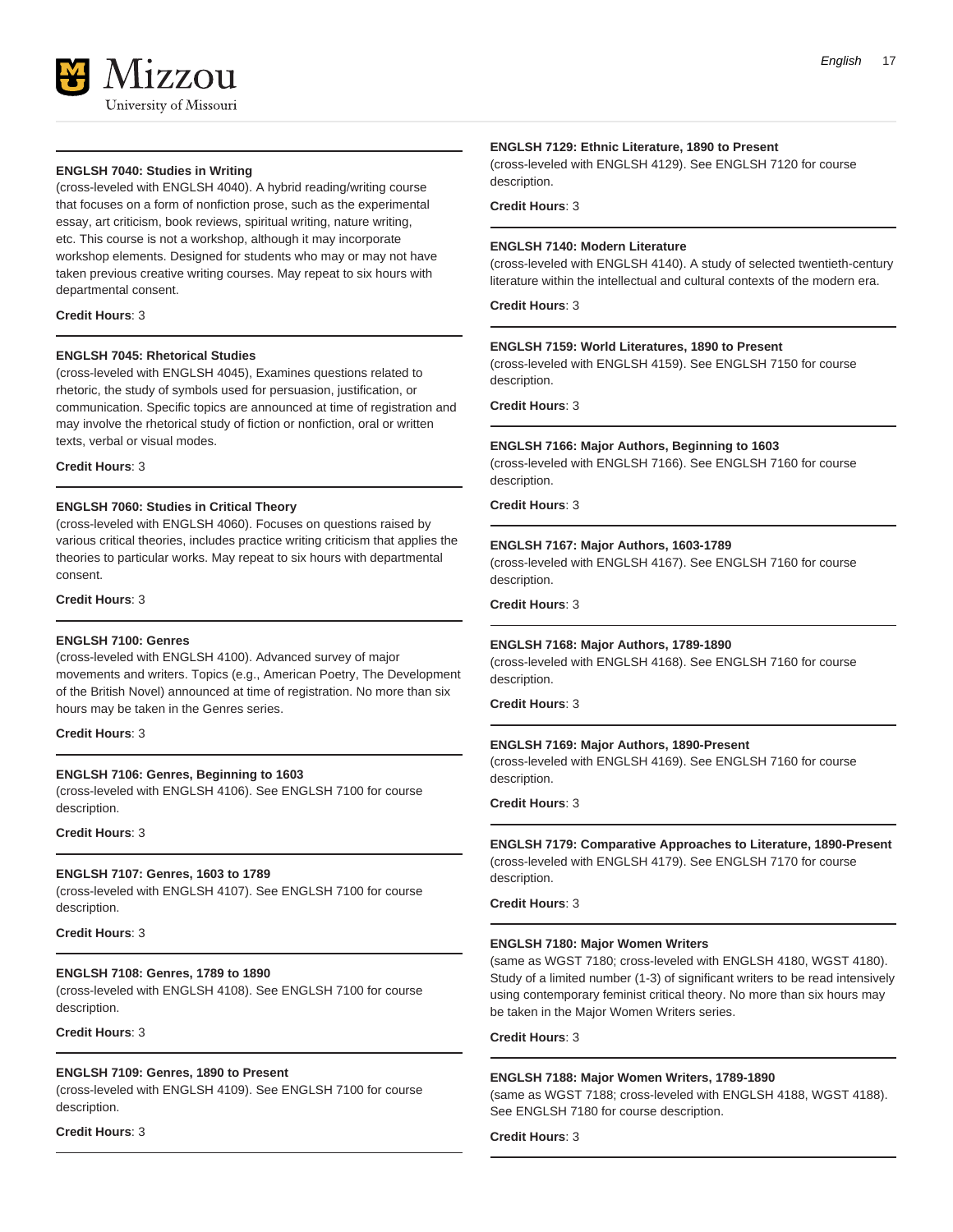**ENGLSH 7040: Studies in Writing**

(cross-leveled with ENGLSH 4040). A hybrid reading/writing course that focuses on a form of nonfiction prose, such as the experimental essay, art criticism, book reviews, spiritual writing, nature writing, etc. This course is not a workshop, although it may incorporate workshop elements. Designed for students who may or may not have taken previous creative writing courses. May repeat to six hours with departmental consent.

**Credit Hours**: 3

**ENGLSH 7045: Rhetorical Studies**

(cross-leveled with ENGLSH 4045), Examines questions related to rhetoric, the study of symbols used for persuasion, justification, or communication. Specific topics are announced at time of registration and may involve the rhetorical study of fiction or nonfiction, oral or written texts, verbal or visual modes.

**Credit Hours**: 3

**ENGLSH 7060: Studies in Critical Theory**

(cross-leveled with ENGLSH 4060). Focuses on questions raised by various critical theories, includes practice writing criticism that applies the theories to particular works. May repeat to six hours with departmental consent.

**Credit Hours**: 3

**ENGLSH 7100: Genres**

(cross-leveled with ENGLSH 4100). Advanced survey of major movements and writers. Topics (e.g., American Poetry, The Development of the British Novel) announced at time of registration. No more than six hours may be taken in the Genres series.

**Credit Hours**: 3

**ENGLSH 7106: Genres, Beginning to 1603**

(cross-leveled with ENGLSH 4106). See ENGLSH 7100 for course description.

**Credit Hours**: 3

**ENGLSH 7107: Genres, 1603 to 1789**

(cross-leveled with ENGLSH 4107). See ENGLSH 7100 for course description.

**Credit Hours**: 3

**ENGLSH 7108: Genres, 1789 to 1890**

(cross-leveled with ENGLSH 4108). See ENGLSH 7100 for course description.

**Credit Hours**: 3

**ENGLSH 7109: Genres, 1890 to Present**

(cross-leveled with ENGLSH 4109). See ENGLSH 7100 for course description.

**Credit Hours**: 3

**ENGLSH 7129: Ethnic Literature, 1890 to Present**

(cross-leveled with ENGLSH 4129). See ENGLSH 7120 for course description.

**Credit Hours**: 3

**ENGLSH 7140: Modern Literature**

(cross-leveled with ENGLSH 4140). A study of selected twentieth-century literature within the intellectual and cultural contexts of the modern era.

**Credit Hours**: 3

**ENGLSH 7159: World Literatures, 1890 to Present**

(cross-leveled with ENGLSH 4159). See ENGLSH 7150 for course description.

**Credit Hours**: 3

**ENGLSH 7166: Major Authors, Beginning to 1603**

(cross-leveled with ENGLSH 7166). See ENGLSH 7160 for course description.

**Credit Hours**: 3

**ENGLSH 7167: Major Authors, 1603-1789**

(cross-leveled with ENGLSH 4167). See ENGLSH 7160 for course description.

**Credit Hours**: 3

**ENGLSH 7168: Major Authors, 1789-1890**

(cross-leveled with ENGLSH 4168). See ENGLSH 7160 for course description.

**Credit Hours**: 3

**ENGLSH 7169: Major Authors, 1890-Present**

(cross-leveled with ENGLSH 4169). See ENGLSH 7160 for course description.

**Credit Hours**: 3

**ENGLSH 7179: Comparative Approaches to Literature, 1890-Present**

(cross-leveled with ENGLSH 4179). See ENGLSH 7170 for course description.

**Credit Hours**: 3

**ENGLSH 7180: Major Women Writers**

(same as WGST 7180; cross-leveled with ENGLSH 4180, WGST 4180). Study of a limited number (1-3) of significant writers to be read intensively using contemporary feminist critical theory. No more than six hours may be taken in the Major Women Writers series.

**Credit Hours**: 3

**ENGLSH 7188: Major Women Writers, 1789-1890**

(same as WGST 7188; cross-leveled with ENGLSH 4188, WGST 4188). See ENGLSH 7180 for course description.

**Credit Hours**: 3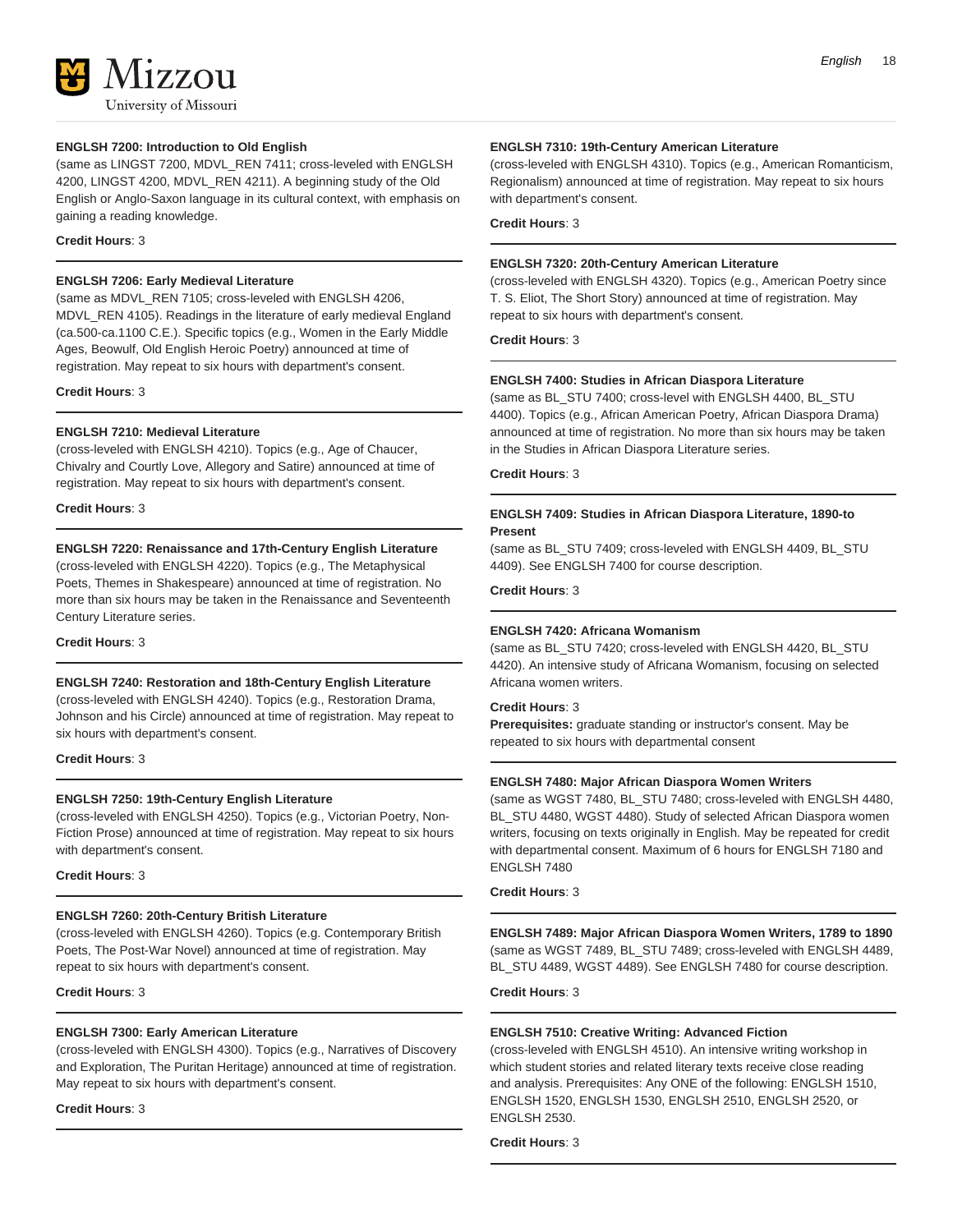**ENGLSH 7200: Introduction to Old English**
(same as LINGST 7200, MDVL_REN 7411; cross-leveled with ENGLSH 4200, LINGST 4200, MDVL_REN 4211). A beginning study of the Old English or Anglo-Saxon language in its cultural context, with emphasis on gaining a reading knowledge.

**Credit Hours**: 3

---

**ENGLSH 7206: Early Medieval Literature**
(same as MDVL_REN 7105; cross-leveled with ENGLSH 4206, MDVL_REN 4105). Readings in the literature of early medieval England (ca.500-ca.1100 C.E.). Specific topics (e.g., Women in the Early Middle Ages, Beowulf, Old English Heroic Poetry) announced at time of registration. May repeat to six hours with department's consent.

**Credit Hours**: 3

---

**ENGLSH 7210: Medieval Literature**
(cross-leveled with ENGLSH 4210). Topics (e.g., Age of Chaucer, Chivalry and Courtly Love, Allegory and Satire) announced at time of registration. May repeat to six hours with department's consent.

**Credit Hours**: 3

---

**ENGLSH 7220: Renaissance and 17th-Century English Literature**
(cross-leveled with ENGLSH 4220). Topics (e.g., The Metaphysical Poets, Themes in Shakespeare) announced at time of registration. No more than six hours may be taken in the Renaissance and Seventeenth Century Literature series.

**Credit Hours**: 3

---

**ENGLSH 7240: Restoration and 18th-Century English Literature**
(cross-leveled with ENGLSH 4240). Topics (e.g., Restoration Drama, Johnson and his Circle) announced at time of registration. May repeat to six hours with department's consent.

**Credit Hours**: 3

---

**ENGLSH 7250: 19th-Century English Literature**
(cross-leveled with ENGLSH 4250). Topics (e.g., Victorian Poetry, Non-Fiction Prose) announced at time of registration. May repeat to six hours with department's consent.

**Credit Hours**: 3

---

**ENGLSH 7260: 20th-Century British Literature**
(cross-leveled with ENGLSH 4260). Topics (e.g. Contemporary British Poets, The Post-War Novel) announced at time of registration. May repeat to six hours with department's consent.

**Credit Hours**: 3

---

**ENGLSH 7300: Early American Literature**
(cross-leveled with ENGLSH 4300). Topics (e.g., Narratives of Discovery and Exploration, The Puritan Heritage) announced at time of registration. May repeat to six hours with department's consent.

**Credit Hours**: 3

---

**ENGLSH 7310: 19th-Century American Literature**
(cross-leveled with ENGLSH 4310). Topics (e.g., American Romanticism, Regionalism) announced at time of registration. May repeat to six hours with department's consent.

**Credit Hours**: 3

---

**ENGLSH 7320: 20th-Century American Literature**
(cross-leveled with ENGLSH 4320). Topics (e.g., American Poetry since T. S. Eliot, The Short Story) announced at time of registration. May repeat to six hours with department's consent.

**Credit Hours**: 3

---

**ENGLSH 7400: Studies in African Diaspora Literature**
(same as BL_STU 7400; cross-level with ENGLSH 4400, BL_STU 4400). Topics (e.g., African American Poetry, African Diaspora Drama) announced at time of registration. No more than six hours may be taken in the Studies in African Diaspora Literature series.

**Credit Hours**: 3

---

**ENGLSH 7409: Studies in African Diaspora Literature, 1890-to Present**
(same as BL_STU 7409; cross-leveled with ENGLSH 4409, BL_STU 4409). See ENGLSH 7400 for course description.

**Credit Hours**: 3

---

**ENGLSH 7420: Africana Womanism**
(same as BL_STU 7420; cross-leveled with ENGLSH 4420, BL_STU 4420). An intensive study of Africana Womanism, focusing on selected Africana women writers.

**Credit Hours**: 3
**Prerequisites:** graduate standing or instructor's consent. May be repeated to six hours with departmental consent

---

**ENGLSH 7480: Major African Diaspora Women Writers**
(same as WGST 7480, BL_STU 7480; cross-leveled with ENGLSH 4480, BL_STU 4480, WGST 4480). Study of selected African Diaspora women writers, focusing on texts originally in English. May be repeated for credit with departmental consent. Maximum of 6 hours for ENGLSH 7180 and ENGLSH 7480

**Credit Hours**: 3

---

**ENGLSH 7489: Major African Diaspora Women Writers, 1789 to 1890**
(same as WGST 7489, BL_STU 7489; cross-leveled with ENGLSH 4489, BL_STU 4489, WGST 4489). See ENGLSH 7480 for course description.

**Credit Hours**: 3

---

**ENGLSH 7510: Creative Writing: Advanced Fiction**
(cross-leveled with ENGLSH 4510). An intensive writing workshop in which student stories and related literary texts receive close reading and analysis. Prerequisites: Any ONE of the following: ENGLSH 1510, ENGLSH 1520, ENGLSH 1530, ENGLSH 2510, ENGLSH 2520, or ENGLSH 2530.

**Credit Hours**: 3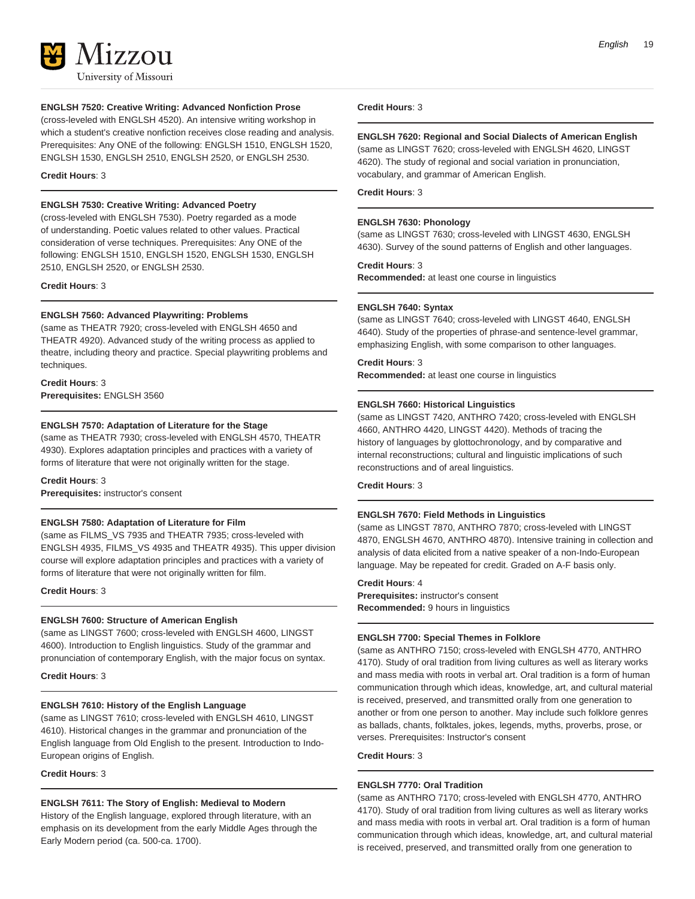**ENGLSH 7520: Creative Writing: Advanced Nonfiction Prose**
(cross-leveled with ENGLSH 4520). An intensive writing workshop in which a student's creative nonfiction receives close reading and analysis. Prerequisites: Any ONE of the following: ENGLSH 1510, ENGLSH 1520, ENGLSH 1530, ENGLSH 2510, ENGLSH 2520, or ENGLSH 2530.

**Credit Hours**: 3

---

**ENGLSH 7530: Creative Writing: Advanced Poetry**
(cross-leveled with ENGLSH 7530). Poetry regarded as a mode of understanding. Poetic values related to other values. Practical consideration of verse techniques. Prerequisites: Any ONE of the following: ENGLSH 1510, ENGLSH 1520, ENGLSH 1530, ENGLSH 2510, ENGLSH 2520, or ENGLSH 2530.

**Credit Hours**: 3

---

**ENGLSH 7560: Advanced Playwriting: Problems**
(same as THEATR 7920; cross-leveled with ENGLSH 4650 and THEATR 4920). Advanced study of the writing process as applied to theatre, including theory and practice. Special playwriting problems and techniques.

**Credit Hours**: 3
**Prerequisites:** ENGLSH 3560

---

**ENGLSH 7570: Adaptation of Literature for the Stage**
(same as THEATR 7930; cross-leveled with ENGLSH 4570, THEATR 4930). Explores adaptation principles and practices with a variety of forms of literature that were not originally written for the stage.

**Credit Hours**: 3
**Prerequisites:** instructor's consent

---

**ENGLSH 7580: Adaptation of Literature for Film**
(same as FILMS_VS 7935 and THEATR 7935; cross-leveled with ENGLSH 4935, FILMS_VS 4935 and THEATR 4935). This upper division course will explore adaptation principles and practices with a variety of forms of literature that were not originally written for film.

**Credit Hours**: 3

---

**ENGLSH 7600: Structure of American English**
(same as LINGST 7600; cross-leveled with ENGLSH 4600, LINGST 4600). Introduction to English linguistics. Study of the grammar and pronunciation of contemporary English, with the major focus on syntax.

**Credit Hours**: 3

---

**ENGLSH 7610: History of the English Language**
(same as LINGST 7610; cross-leveled with ENGLSH 4610, LINGST 4610). Historical changes in the grammar and pronunciation of the English language from Old English to the present. Introduction to Indo-European origins of English.

**Credit Hours**: 3

---

**ENGLSH 7611: The Story of English: Medieval to Modern**
History of the English language, explored through literature, with an emphasis on its development from the early Middle Ages through the Early Modern period (ca. 500-ca. 1700).

**Credit Hours**: 3

---

**ENGLSH 7620: Regional and Social Dialects of American English**
(same as LINGST 7620; cross-leveled with ENGLSH 4620, LINGST 4620). The study of regional and social variation in pronunciation, vocabulary, and grammar of American English.

**Credit Hours**: 3

---

**ENGLSH 7630: Phonology**
(same as LINGST 7630; cross-leveled with LINGST 4630, ENGLSH 4630). Survey of the sound patterns of English and other languages.

**Credit Hours**: 3
**Recommended:** at least one course in linguistics

---

**ENGLSH 7640: Syntax**
(same as LINGST 7640; cross-leveled with LINGST 4640, ENGLSH 4640). Study of the properties of phrase-and sentence-level grammar, emphasizing English, with some comparison to other languages.

**Credit Hours**: 3
**Recommended:** at least one course in linguistics

---

**ENGLSH 7660: Historical Linguistics**
(same as LINGST 7420, ANTHRO 7420; cross-leveled with ENGLSH 4660, ANTHRO 4420, LINGST 4420). Methods of tracing the history of languages by glottochronology, and by comparative and internal reconstructions; cultural and linguistic implications of such reconstructions and of areal linguistics.

**Credit Hours**: 3

---

**ENGLSH 7670: Field Methods in Linguistics**
(same as LINGST 7870, ANTHRO 7870; cross-leveled with LINGST 4870, ENGLSH 4670, ANTHRO 4870). Intensive training in collection and analysis of data elicited from a native speaker of a non-Indo-European language. May be repeated for credit. Graded on A-F basis only.

**Credit Hours**: 4
**Prerequisites:** instructor's consent
**Recommended:** 9 hours in linguistics

---

**ENGLSH 7700: Special Themes in Folklore**
(same as ANTHRO 7150; cross-leveled with ENGLSH 4770, ANTHRO 4170). Study of oral tradition from living cultures as well as literary works and mass media with roots in verbal art. Oral tradition is a form of human communication through which ideas, knowledge, art, and cultural material is received, preserved, and transmitted orally from one generation to another or from one person to another. May include such folklore genres as ballads, chants, folktales, jokes, legends, myths, proverbs, prose, or verses. Prerequisites: Instructor's consent

**Credit Hours**: 3

---

**ENGLSH 7770: Oral Tradition**
(same as ANTHRO 7170; cross-leveled with ENGLSH 4770, ANTHRO 4170). Study of oral tradition from living cultures as well as literary works and mass media with roots in verbal art. Oral tradition is a form of human communication through which ideas, knowledge, art, and cultural material is received, preserved, and transmitted orally from one generation to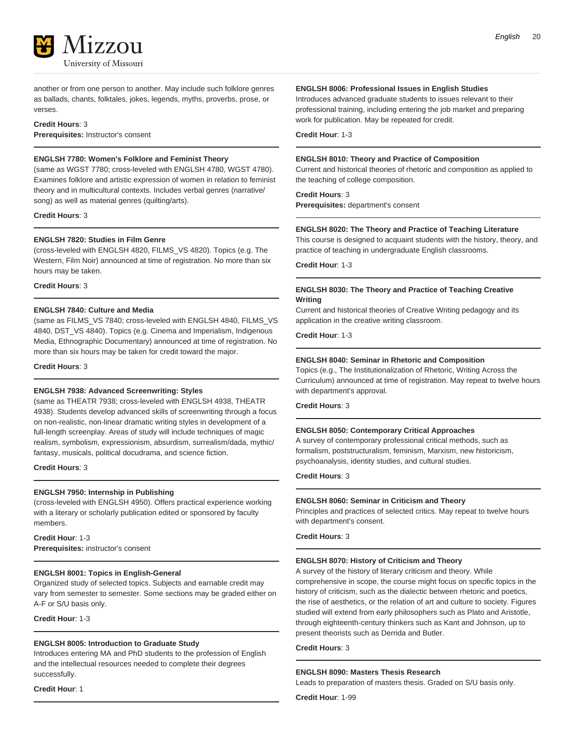another or from one person to another. May include such folklore genres as ballads, chants, folktales, jokes, legends, myths, proverbs, prose, or verses.

**Credit Hours**: 3
**Prerequisites:** Instructor's consent

---

**ENGLSH 7780: Women's Folklore and Feminist Theory**
(same as WGST 7780; cross-leveled with ENGLSH 4780, WGST 4780). Examines folklore and artistic expression of women in relation to feminist theory and in multicultural contexts. Includes verbal genres (narrative/song) as well as material genres (quilting/arts).

**Credit Hours**: 3

---

**ENGLSH 7820: Studies in Film Genre**
(cross-leveled with ENGLSH 4820, FILMS_VS 4820). Topics (e.g. The Western, Film Noir) announced at time of registration. No more than six hours may be taken.

**Credit Hours**: 3

---

**ENGLSH 7840: Culture and Media**
(same as FILMS_VS 7840; cross-leveled with ENGLSH 4840, FILMS_VS 4840, DST_VS 4840). Topics (e.g. Cinema and Imperialism, Indigenous Media, Ethnographic Documentary) announced at time of registration. No more than six hours may be taken for credit toward the major.

**Credit Hours**: 3

---

**ENGLSH 7938: Advanced Screenwriting: Styles**
(same as THEATR 7938; cross-leveled with ENGLSH 4938, THEATR 4938). Students develop advanced skills of screenwriting through a focus on non-realistic, non-linear dramatic writing styles in development of a full-length screenplay. Areas of study will include techniques of magic realism, symbolism, expressionism, absurdism, surrealism/dada, mythic/fantasy, musicals, political docudrama, and science fiction.

**Credit Hours**: 3

---

**ENGLSH 7950: Internship in Publishing**
(cross-leveled with ENGLSH 4950). Offers practical experience working with a literary or scholarly publication edited or sponsored by faculty members.

**Credit Hour**: 1-3
**Prerequisites:** instructor's consent

---

**ENGLSH 8001: Topics in English-General**
Organized study of selected topics. Subjects and earnable credit may vary from semester to semester. Some sections may be graded either on A-F or S/U basis only.

**Credit Hour**: 1-3

---

**ENGLSH 8005: Introduction to Graduate Study**
Introduces entering MA and PhD students to the profession of English and the intellectual resources needed to complete their degrees successfully.

**Credit Hour**: 1

---

**ENGLSH 8006: Professional Issues in English Studies**
Introduces advanced graduate students to issues relevant to their professional training, including entering the job market and preparing work for publication. May be repeated for credit.

**Credit Hour**: 1-3

---

**ENGLSH 8010: Theory and Practice of Composition**
Current and historical theories of rhetoric and composition as applied to the teaching of college composition.

**Credit Hours**: 3
**Prerequisites:** department's consent

---

**ENGLSH 8020: The Theory and Practice of Teaching Literature**
This course is designed to acquaint students with the history, theory, and practice of teaching in undergraduate English classrooms.

**Credit Hour**: 1-3

---

**ENGLSH 8030: The Theory and Practice of Teaching Creative Writing**
Current and historical theories of Creative Writing pedagogy and its application in the creative writing classroom.

**Credit Hour**: 1-3

---

**ENGLSH 8040: Seminar in Rhetoric and Composition**
Topics (e.g., The Institutionalization of Rhetoric, Writing Across the Curriculum) announced at time of registration. May repeat to twelve hours with department's approval.

**Credit Hours**: 3

---

**ENGLSH 8050: Contemporary Critical Approaches**
A survey of contemporary professional critical methods, such as formalism, poststructuralism, feminism, Marxism, new historicism, psychoanalysis, identity studies, and cultural studies.

**Credit Hours**: 3

---

**ENGLSH 8060: Seminar in Criticism and Theory**
Principles and practices of selected critics. May repeat to twelve hours with department's consent.

**Credit Hours**: 3

---

**ENGLSH 8070: History of Criticism and Theory**
A survey of the history of literary criticism and theory. While comprehensive in scope, the course might focus on specific topics in the history of criticism, such as the dialectic between rhetoric and poetics, the rise of aesthetics, or the relation of art and culture to society. Figures studied will extend from early philosophers such as Plato and Aristotle, through eighteenth-century thinkers such as Kant and Johnson, up to present theorists such as Derrida and Butler.

**Credit Hours**: 3

---

**ENGLSH 8090: Masters Thesis Research**
Leads to preparation of masters thesis. Graded on S/U basis only.

**Credit Hour**: 1-99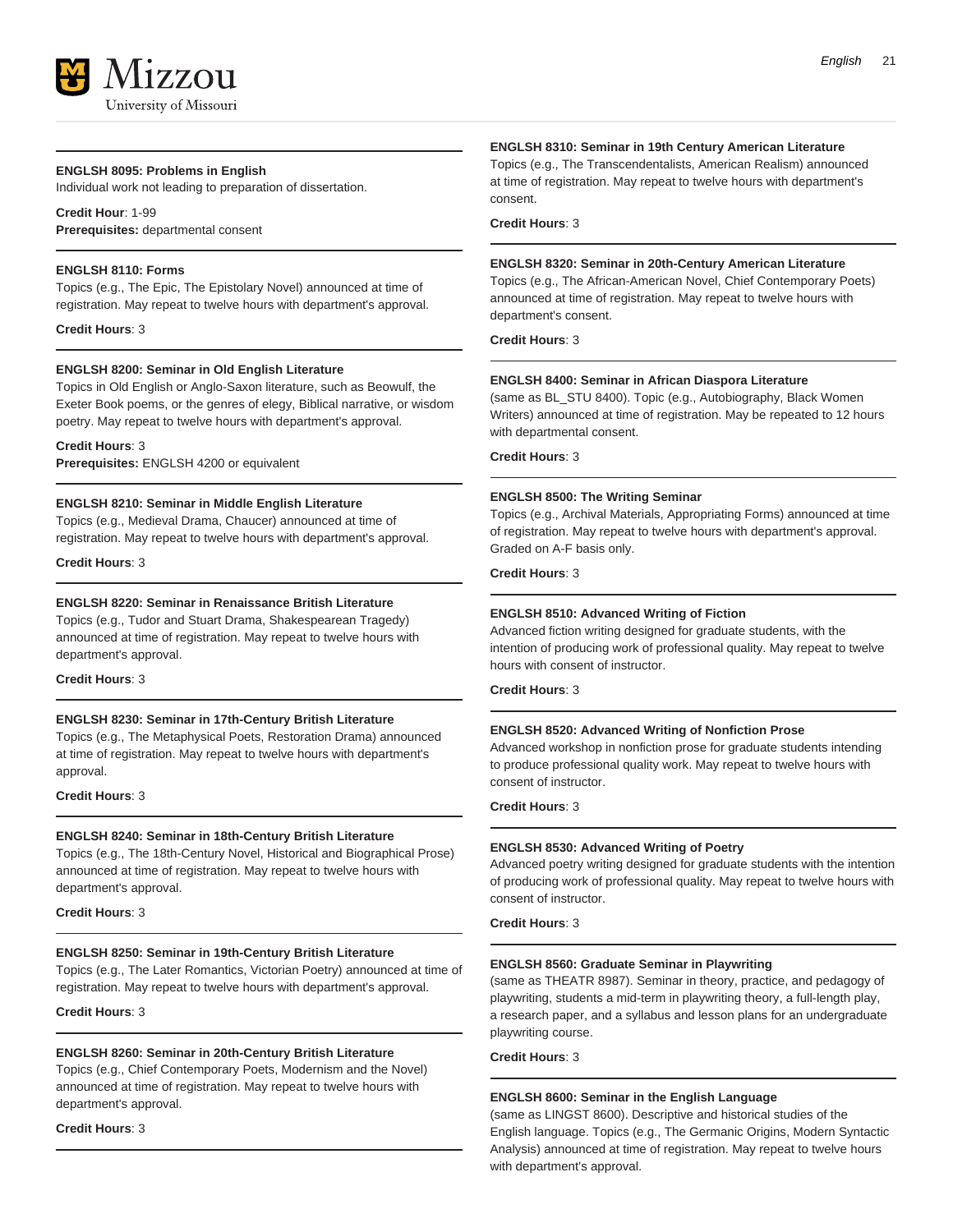**ENGLSH 8095: Problems in English**
Individual work not leading to preparation of dissertation.

**Credit Hour**: 1-99
**Prerequisites:** departmental consent

**ENGLSH 8110: Forms**
Topics (e.g., The Epic, The Epistolary Novel) announced at time of registration. May repeat to twelve hours with department's approval.

**Credit Hours**: 3

**ENGLSH 8200: Seminar in Old English Literature**
Topics in Old English or Anglo-Saxon literature, such as Beowulf, the Exeter Book poems, or the genres of elegy, Biblical narrative, or wisdom poetry. May repeat to twelve hours with department's approval.

**Credit Hours**: 3
**Prerequisites:** ENGLSH 4200 or equivalent

**ENGLSH 8210: Seminar in Middle English Literature**
Topics (e.g., Medieval Drama, Chaucer) announced at time of registration. May repeat to twelve hours with department's approval.

**Credit Hours**: 3

**ENGLSH 8220: Seminar in Renaissance British Literature**
Topics (e.g., Tudor and Stuart Drama, Shakespearean Tragedy) announced at time of registration. May repeat to twelve hours with department's approval.

**Credit Hours**: 3

**ENGLSH 8230: Seminar in 17th-Century British Literature**
Topics (e.g., The Metaphysical Poets, Restoration Drama) announced at time of registration. May repeat to twelve hours with department's approval.

**Credit Hours**: 3

**ENGLSH 8240: Seminar in 18th-Century British Literature**
Topics (e.g., The 18th-Century Novel, Historical and Biographical Prose) announced at time of registration. May repeat to twelve hours with department's approval.

**Credit Hours**: 3

**ENGLSH 8250: Seminar in 19th-Century British Literature**
Topics (e.g., The Later Romantics, Victorian Poetry) announced at time of registration. May repeat to twelve hours with department's approval.

**Credit Hours**: 3

**ENGLSH 8260: Seminar in 20th-Century British Literature**
Topics (e.g., Chief Contemporary Poets, Modernism and the Novel) announced at time of registration. May repeat to twelve hours with department's approval.

**Credit Hours**: 3

**ENGLSH 8310: Seminar in 19th Century American Literature**
Topics (e.g., The Transcendentalists, American Realism) announced at time of registration. May repeat to twelve hours with department's consent.

**Credit Hours**: 3

**ENGLSH 8320: Seminar in 20th-Century American Literature**
Topics (e.g., The African-American Novel, Chief Contemporary Poets) announced at time of registration. May repeat to twelve hours with department's consent.

**Credit Hours**: 3

**ENGLSH 8400: Seminar in African Diaspora Literature**
(same as BL_STU 8400). Topic (e.g., Autobiography, Black Women Writers) announced at time of registration. May be repeated to 12 hours with departmental consent.

**Credit Hours**: 3

**ENGLSH 8500: The Writing Seminar**
Topics (e.g., Archival Materials, Appropriating Forms) announced at time of registration. May repeat to twelve hours with department's approval. Graded on A-F basis only.

**Credit Hours**: 3

**ENGLSH 8510: Advanced Writing of Fiction**
Advanced fiction writing designed for graduate students, with the intention of producing work of professional quality. May repeat to twelve hours with consent of instructor.

**Credit Hours**: 3

**ENGLSH 8520: Advanced Writing of Nonfiction Prose**
Advanced workshop in nonfiction prose for graduate students intending to produce professional quality work. May repeat to twelve hours with consent of instructor.

**Credit Hours**: 3

**ENGLSH 8530: Advanced Writing of Poetry**
Advanced poetry writing designed for graduate students with the intention of producing work of professional quality. May repeat to twelve hours with consent of instructor.

**Credit Hours**: 3

**ENGLSH 8560: Graduate Seminar in Playwriting**
(same as THEATR 8987). Seminar in theory, practice, and pedagogy of playwriting, students a mid-term in playwriting theory, a full-length play, a research paper, and a syllabus and lesson plans for an undergraduate playwriting course.

**Credit Hours**: 3

**ENGLSH 8600: Seminar in the English Language**
(same as LINGST 8600). Descriptive and historical studies of the English language. Topics (e.g., The Germanic Origins, Modern Syntactic Analysis) announced at time of registration. May repeat to twelve hours with department's approval.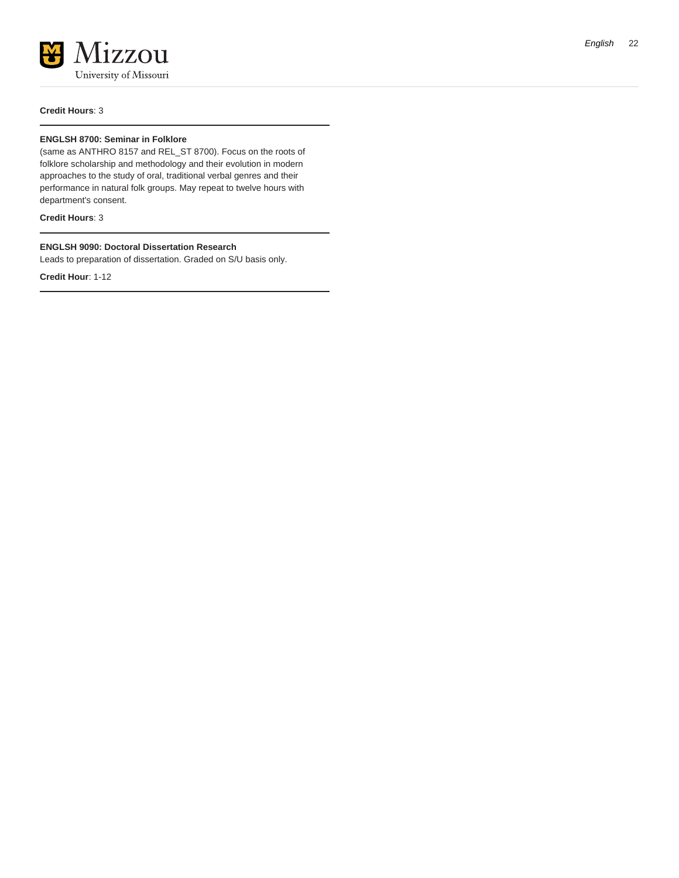**Credit Hours**: 3

---

**ENGLSH 8700: Seminar in Folklore**

(same as ANTHRO 8157 and REL_ST 8700). Focus on the roots of folklore scholarship and methodology and their evolution in modern approaches to the study of oral, traditional verbal genres and their performance in natural folk groups. May repeat to twelve hours with department's consent.

**Credit Hours**: 3

---

**ENGLSH 9090: Doctoral Dissertation Research**

Leads to preparation of dissertation. Graded on S/U basis only.

**Credit Hour**: 1-12

---